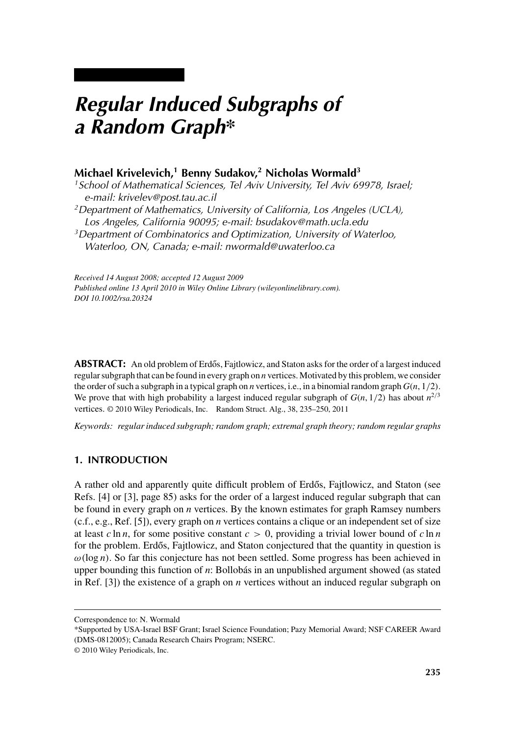# Regular Induced Subgraphs of a Random Graph*

**Michael Krivelevich,[1] Benny Sudakov,[2] Nicholas Wormald[3]**

[1] *School of Mathematical Sciences, Tel Aviv University, Tel Aviv 69978, Israel; e-mail: krivelev@post.tau.ac.il*

[2] *Department of Mathematics, University of California, Los Angeles (UCLA), Los Angeles, California 90095; e-mail: bsudakov@math.ucla.edu*

[3] *Department of Combinatorics and Optimization, University of Waterloo, Waterloo, ON, Canada; e-mail: nwormald@uwaterloo.ca*

*Received 14 August 2008; accepted 12 August 2009*
*Published online 13 April 2010 in Wiley Online Library (wileyonlinelibrary.com).*
*DOI 10.1002/rsa.20324*

**ABSTRACT:** An old problem of Erdős, Fajtlowicz, and Staton asks for the order of a largest induced regular subgraph that can be found in every graph on $n$ vertices. Motivated by this problem, we consider the order of such a subgraph in a typical graph on $n$ vertices, i.e., in a binomial random graph $G(n, 1/2)$. We prove that with high probability a largest induced regular subgraph of $G(n, 1/2)$ has about $n^{2/3}$ vertices. © 2010 Wiley Periodicals, Inc. Random Struct. Alg., 38, 235–250, 2011

*Keywords: regular induced subgraph; random graph; extremal graph theory; random regular graphs*

## 1. INTRODUCTION

A rather old and apparently quite difficult problem of Erdős, Fajtlowicz, and Staton (see Refs. [4] or [3], page 85) asks for the order of a largest induced regular subgraph that can be found in every graph on $n$ vertices. By the known estimates for graph Ramsey numbers (c.f., e.g., Ref. [5]), every graph on $n$ vertices contains a clique or an independent set of size at least $c \ln n$, for some positive constant $c > 0$, providing a trivial lower bound of $c \ln n$ for the problem. Erdős, Fajtlowicz, and Staton conjectured that the quantity in question is $\omega(\log n)$. So far this conjecture has not been settled. Some progress has been achieved in upper bounding this function of $n$: Bollobás in an unpublished argument showed (as stated in Ref. [3]) the existence of a graph on $n$ vertices without an induced regular subgraph on

---

Correspondence to: N. Wormald

*Supported by USA-Israel BSF Grant; Israel Science Foundation; Pazy Memorial Award; NSF CAREER Award (DMS-0812005); Canada Research Chairs Program; NSERC.

© 2010 Wiley Periodicals, Inc.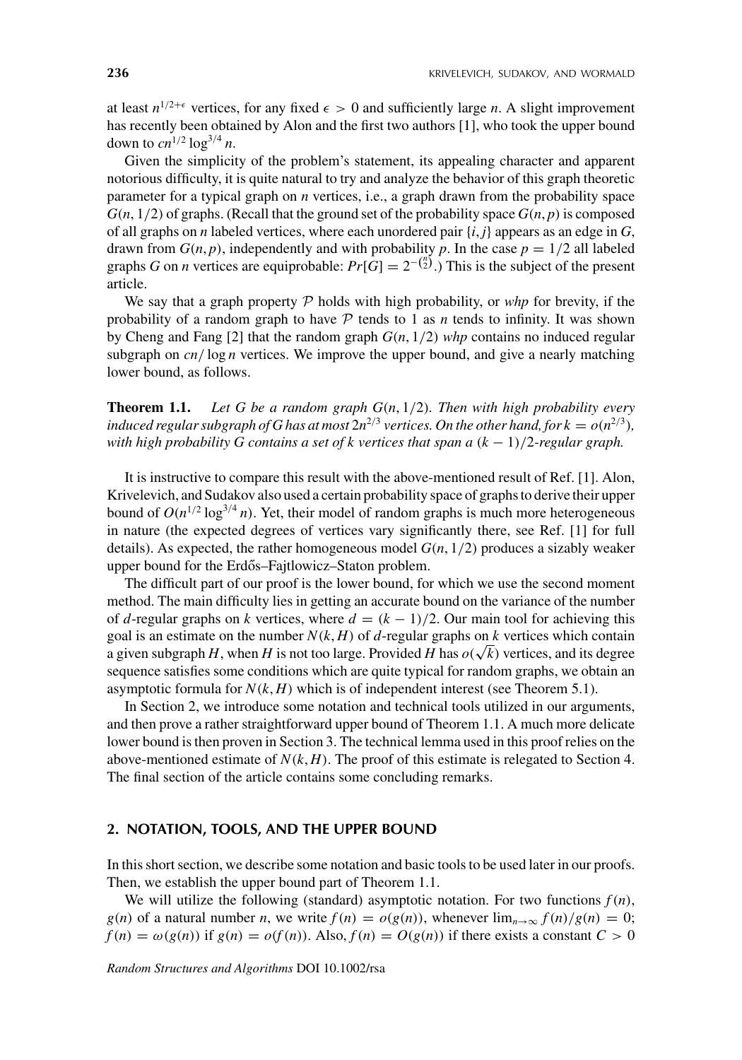at least $n^{1/2+\epsilon}$ vertices, for any fixed $\epsilon > 0$ and sufficiently large $n$. A slight improvement has recently been obtained by Alon and the first two authors [1], who took the upper bound down to $cn^{1/2}\log^{3/4} n$.

Given the simplicity of the problem's statement, its appealing character and apparent notorious difficulty, it is quite natural to try and analyze the behavior of this graph theoretic parameter for a typical graph on $n$ vertices, i.e., a graph drawn from the probability space $G(n, 1/2)$ of graphs. (Recall that the ground set of the probability space $G(n,p)$ is composed of all graphs on $n$ labeled vertices, where each unordered pair $\{i,j\}$ appears as an edge in $G$, drawn from $G(n,p)$, independently and with probability $p$. In the case $p = 1/2$ all labeled graphs $G$ on $n$ vertices are equiprobable: $Pr[G] = 2^{-\binom{n}{2}}$.) This is the subject of the present article.

We say that a graph property $\mathcal{P}$ holds with high probability, or *whp* for brevity, if the probability of a random graph to have $\mathcal{P}$ tends to 1 as $n$ tends to infinity. It was shown by Cheng and Fang [2] that the random graph $G(n, 1/2)$ *whp* contains no induced regular subgraph on $cn/\log n$ vertices. We improve the upper bound, and give a nearly matching lower bound, as follows.

**Theorem 1.1.** *Let $G$ be a random graph $G(n, 1/2)$. Then with high probability every induced regular subgraph of $G$ has at most $2n^{2/3}$ vertices. On the other hand, for $k = o(n^{2/3})$, with high probability $G$ contains a set of $k$ vertices that span a $(k-1)/2$-regular graph.*

It is instructive to compare this result with the above-mentioned result of Ref. [1]. Alon, Krivelevich, and Sudakov also used a certain probability space of graphs to derive their upper bound of $O(n^{1/2}\log^{3/4} n)$. Yet, their model of random graphs is much more heterogeneous in nature (the expected degrees of vertices vary significantly there, see Ref. [1] for full details). As expected, the rather homogeneous model $G(n, 1/2)$ produces a sizably weaker upper bound for the Erdős–Fajtlowicz–Staton problem.

The difficult part of our proof is the lower bound, for which we use the second moment method. The main difficulty lies in getting an accurate bound on the variance of the number of $d$-regular graphs on $k$ vertices, where $d = (k-1)/2$. Our main tool for achieving this goal is an estimate on the number $N(k, H)$ of $d$-regular graphs on $k$ vertices which contain a given subgraph $H$, when $H$ is not too large. Provided $H$ has $o(\sqrt{k})$ vertices, and its degree sequence satisfies some conditions which are quite typical for random graphs, we obtain an asymptotic formula for $N(k, H)$ which is of independent interest (see Theorem 5.1).

In Section 2, we introduce some notation and technical tools utilized in our arguments, and then prove a rather straightforward upper bound of Theorem 1.1. A much more delicate lower bound is then proven in Section 3. The technical lemma used in this proof relies on the above-mentioned estimate of $N(k, H)$. The proof of this estimate is relegated to Section 4. The final section of the article contains some concluding remarks.

## 2. NOTATION, TOOLS, AND THE UPPER BOUND

In this short section, we describe some notation and basic tools to be used later in our proofs. Then, we establish the upper bound part of Theorem 1.1.

We will utilize the following (standard) asymptotic notation. For two functions $f(n)$, $g(n)$ of a natural number $n$, we write $f(n) = o(g(n))$, whenever $\lim_{n\to\infty} f(n)/g(n) = 0$; $f(n) = \omega(g(n))$ if $g(n) = o(f(n))$. Also, $f(n) = O(g(n))$ if there exists a constant $C > 0$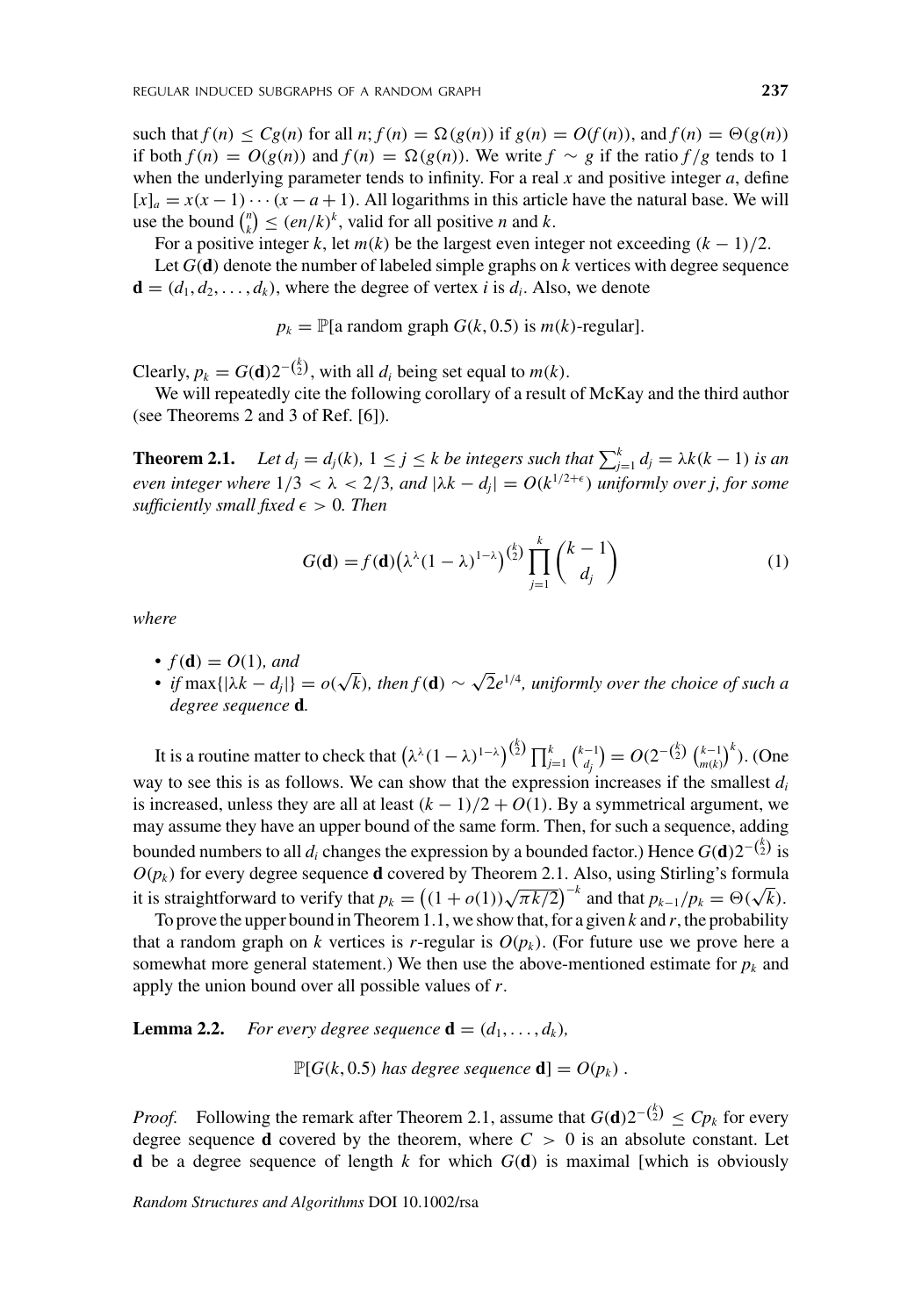such that $f(n) \leq Cg(n)$ for all $n$; $f(n) = \Omega(g(n))$ if $g(n) = O(f(n))$, and $f(n) = \Theta(g(n))$ if both $f(n) = O(g(n))$ and $f(n) = \Omega(g(n))$. We write $f \sim g$ if the ratio $f/g$ tends to 1 when the underlying parameter tends to infinity. For a real $x$ and positive integer $a$, define $[x]_a = x(x-1)\cdots(x-a+1)$. All logarithms in this article have the natural base. We will use the bound $\binom{n}{k} \leq (en/k)^k$, valid for all positive $n$ and $k$.

For a positive integer $k$, let $m(k)$ be the largest even integer not exceeding $(k-1)/2$.

Let $G(\mathbf{d})$ denote the number of labeled simple graphs on $k$ vertices with degree sequence $\mathbf{d} = (d_1, d_2, \ldots, d_k)$, where the degree of vertex $i$ is $d_i$. Also, we denote

$$p_k = \mathbb{P}[\text{a random graph } G(k, 0.5) \text{ is } m(k)\text{-regular}].$$

Clearly, $p_k = G(\mathbf{d})2^{-\binom{k}{2}}$, with all $d_i$ being set equal to $m(k)$.

We will repeatedly cite the following corollary of a result of McKay and the third author (see Theorems 2 and 3 of Ref. [6]).

**Theorem 2.1.** *Let $d_j = d_j(k)$, $1 \leq j \leq k$ be integers such that $\sum_{j=1}^{k} d_j = \lambda k(k-1)$ is an even integer where $1/3 < \lambda < 2/3$, and $|\lambda k - d_j| = O(k^{1/2+\epsilon})$ uniformly over $j$, for some sufficiently small fixed $\epsilon > 0$. Then*

$$G(\mathbf{d}) = f(\mathbf{d})\left(\lambda^{\lambda}(1-\lambda)^{1-\lambda}\right)^{\binom{k}{2}} \prod_{j=1}^{k} \binom{k-1}{d_j} \tag{1}$$

*where*

- $f(\mathbf{d}) = O(1)$*, and*
- *if* $\max\{|\lambda k - d_j|\} = o(\sqrt{k})$*, then* $f(\mathbf{d}) \sim \sqrt{2}e^{1/4}$*, uniformly over the choice of such a degree sequence* $\mathbf{d}$*.*

It is a routine matter to check that $\left(\lambda^{\lambda}(1-\lambda)^{1-\lambda}\right)^{\binom{k}{2}} \prod_{j=1}^{k} \binom{k-1}{d_j} = O(2^{-\binom{k}{2}} \binom{k-1}{m(k)}^k)$. (One way to see this is as follows. We can show that the expression increases if the smallest $d_i$ is increased, unless they are all at least $(k-1)/2 + O(1)$. By a symmetrical argument, we may assume they have an upper bound of the same form. Then, for such a sequence, adding bounded numbers to all $d_i$ changes the expression by a bounded factor.) Hence $G(\mathbf{d})2^{-\binom{k}{2}}$ is $O(p_k)$ for every degree sequence $\mathbf{d}$ covered by Theorem 2.1. Also, using Stirling's formula it is straightforward to verify that $p_k = \left((1+o(1))\sqrt{\pi k/2}\right)^{-k}$ and that $p_{k-1}/p_k = \Theta(\sqrt{k})$.

To prove the upper bound in Theorem 1.1, we show that, for a given $k$ and $r$, the probability that a random graph on $k$ vertices is $r$-regular is $O(p_k)$. (For future use we prove here a somewhat more general statement.) We then use the above-mentioned estimate for $p_k$ and apply the union bound over all possible values of $r$.

**Lemma 2.2.** *For every degree sequence $\mathbf{d} = (d_1, \ldots, d_k)$,*

$$\mathbb{P}[G(k, 0.5) \text{ has degree sequence } \mathbf{d}] = O(p_k)\,.$$

*Proof.* Following the remark after Theorem 2.1, assume that $G(\mathbf{d})2^{-\binom{k}{2}} \leq Cp_k$ for every degree sequence $\mathbf{d}$ covered by the theorem, where $C > 0$ is an absolute constant. Let $\mathbf{d}$ be a degree sequence of length $k$ for which $G(\mathbf{d})$ is maximal [which is obviously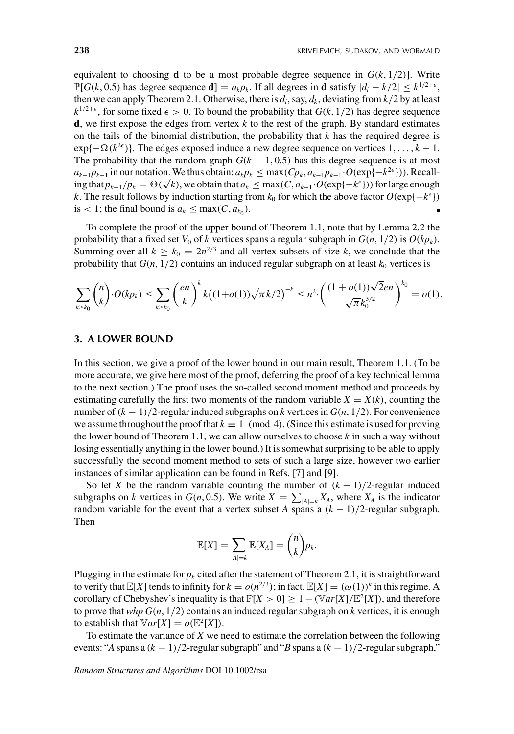equivalent to choosing $\mathbf{d}$ to be a most probable degree sequence in $G(k, 1/2)$]. Write $\mathbb{P}[G(k, 0.5)$ has degree sequence $\mathbf{d}] = a_k p_k$. If all degrees in $\mathbf{d}$ satisfy $|d_i - k/2| \le k^{1/2+\epsilon}$, then we can apply Theorem 2.1. Otherwise, there is $d_i$, say, $d_k$, deviating from $k/2$ by at least $k^{1/2+\epsilon}$, for some fixed $\epsilon > 0$. To bound the probability that $G(k, 1/2)$ has degree sequence $\mathbf{d}$, we first expose the edges from vertex $k$ to the rest of the graph. By standard estimates on the tails of the binomial distribution, the probability that $k$ has the required degree is $\exp\{-\Omega(k^{2\epsilon})\}$. The edges exposed induce a new degree sequence on vertices $1, \ldots, k-1$. The probability that the random graph $G(k-1, 0.5)$ has this degree sequence is at most $a_{k-1}p_{k-1}$ in our notation. We thus obtain: $a_k p_k \le \max(Cp_k, a_{k-1}p_{k-1} \cdot O(\exp\{-k^{2\epsilon}\}))$. Recalling that $p_{k-1}/p_k = \Theta(\sqrt{k})$, we obtain that $a_k \le \max(C, a_{k-1} \cdot O(\exp\{-k^{\epsilon}\}))$ for large enough $k$. The result follows by induction starting from $k_0$ for which the above factor $O(\exp\{-k^{\epsilon}\})$ is $< 1$; the final bound is $a_k \le \max(C, a_{k_0})$. ∎

To complete the proof of the upper bound of Theorem 1.1, note that by Lemma 2.2 the probability that a fixed set $V_0$ of $k$ vertices spans a regular subgraph in $G(n, 1/2)$ is $O(kp_k)$. Summing over all $k \ge k_0 = 2n^{2/3}$ and all vertex subsets of size $k$, we conclude that the probability that $G(n, 1/2)$ contains an induced regular subgraph on at least $k_0$ vertices is

$$\sum_{k \ge k_0} \binom{n}{k} \cdot O(kp_k) \le \sum_{k \ge k_0} \left(\frac{en}{k}\right)^k k\big((1+o(1))\sqrt{\pi k/2}\big)^{-k} \le n^2 \cdot \left(\frac{(1+o(1))\sqrt{2}en}{\sqrt{\pi}k_0^{3/2}}\right)^{k_0} = o(1).$$

## 3. A LOWER BOUND

In this section, we give a proof of the lower bound in our main result, Theorem 1.1. (To be more accurate, we give here most of the proof, deferring the proof of a key technical lemma to the next section.) The proof uses the so-called second moment method and proceeds by estimating carefully the first two moments of the random variable $X = X(k)$, counting the number of $(k-1)/2$-regular induced subgraphs on $k$ vertices in $G(n, 1/2)$. For convenience we assume throughout the proof that $k \equiv 1 \pmod 4$. (Since this estimate is used for proving the lower bound of Theorem 1.1, we can allow ourselves to choose $k$ in such a way without losing essentially anything in the lower bound.) It is somewhat surprising to be able to apply successfully the second moment method to sets of such a large size, however two earlier instances of similar application can be found in Refs. [7] and [9].

So let $X$ be the random variable counting the number of $(k-1)/2$-regular induced subgraphs on $k$ vertices in $G(n, 0.5)$. We write $X = \sum_{|A|=k} X_A$, where $X_A$ is the indicator random variable for the event that a vertex subset $A$ spans a $(k-1)/2$-regular subgraph. Then

$$\mathbb{E}[X] = \sum_{|A|=k} \mathbb{E}[X_A] = \binom{n}{k} p_k.$$

Plugging in the estimate for $p_k$ cited after the statement of Theorem 2.1, it is straightforward to verify that $\mathbb{E}[X]$ tends to infinity for $k = o(n^{2/3})$; in fact, $\mathbb{E}[X] = (\omega(1))^k$ in this regime. A corollary of Chebyshev's inequality is that $\mathbb{P}[X > 0] \ge 1 - (\mathbb{V}ar[X]/\mathbb{E}^2[X])$, and therefore to prove that *whp* $G(n, 1/2)$ contains an induced regular subgraph on $k$ vertices, it is enough to establish that $\mathbb{V}ar[X] = o(\mathbb{E}^2[X])$.

To estimate the variance of $X$ we need to estimate the correlation between the following events: "$A$ spans a $(k-1)/2$-regular subgraph" and "$B$ spans a $(k-1)/2$-regular subgraph,"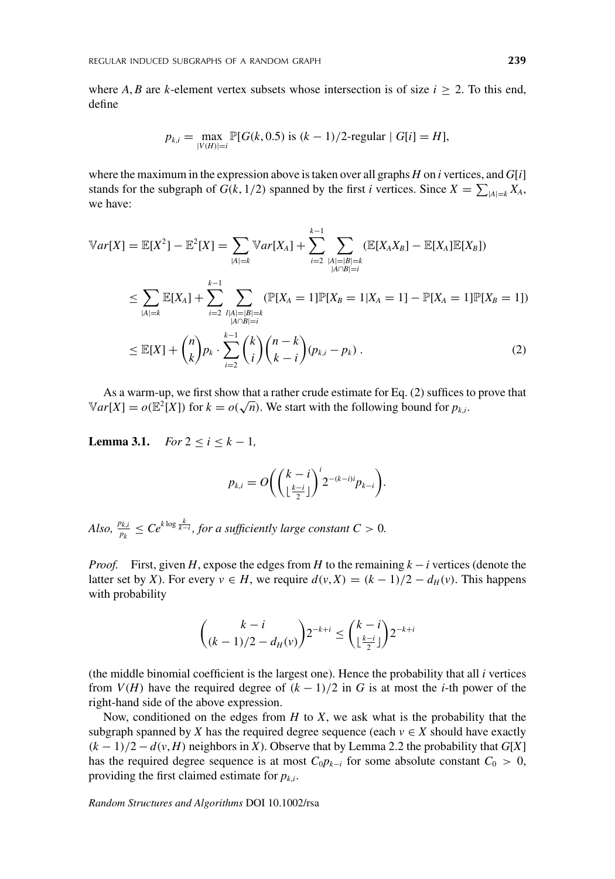where $A, B$ are $k$-element vertex subsets whose intersection is of size $i \geq 2$. To this end, define

$$p_{k,i} = \max_{|V(H)|=i} \mathbb{P}[G(k, 0.5) \text{ is } (k-1)/2\text{-regular} \mid G[i] = H],$$

where the maximum in the expression above is taken over all graphs $H$ on $i$ vertices, and $G[i]$ stands for the subgraph of $G(k, 1/2)$ spanned by the first $i$ vertices. Since $X = \sum_{|A|=k} X_A$, we have:

$$\begin{aligned}
\mathbb{V}ar[X] = \mathbb{E}[X^2] - \mathbb{E}^2[X] &= \sum_{|A|=k} \mathbb{V}ar[X_A] + \sum_{i=2}^{k-1} \sum_{\substack{|A|=|B|=k \\ |A\cap B|=i}} (\mathbb{E}[X_A X_B] - \mathbb{E}[X_A]\mathbb{E}[X_B]) \\
&\leq \sum_{|A|=k} \mathbb{E}[X_A] + \sum_{i=2}^{k-1} \sum_{\substack{l|A|=|B|=k \\ |A\cap B|=i}} (\mathbb{P}[X_A = 1]\mathbb{P}[X_B = 1|X_A = 1] - \mathbb{P}[X_A = 1]\mathbb{P}[X_B = 1]) \\
&\leq \mathbb{E}[X] + \binom{n}{k} p_k \cdot \sum_{i=2}^{k-1} \binom{k}{i}\binom{n-k}{k-i}(p_{k,i} - p_k)\,. \qquad (2)
\end{aligned}$$

As a warm-up, we first show that a rather crude estimate for Eq. (2) suffices to prove that $\mathbb{V}ar[X] = o(\mathbb{E}^2[X])$ for $k = o(\sqrt{n})$. We start with the following bound for $p_{k,i}$.

**Lemma 3.1.** *For $2 \leq i \leq k-1$,*

$$p_{k,i} = O\left(\binom{k-i}{\lfloor \frac{k-i}{2} \rfloor}^i 2^{-(k-i)i} p_{k-i}\right).$$

*Also, $\frac{p_{k,i}}{p_k} \leq Ce^{k \log \frac{k}{k-i}}$, for a sufficiently large constant $C > 0$.*

*Proof.* First, given $H$, expose the edges from $H$ to the remaining $k-i$ vertices (denote the latter set by $X$). For every $v \in H$, we require $d(v, X) = (k-1)/2 - d_H(v)$. This happens with probability

$$\binom{k-i}{(k-1)/2 - d_H(v)} 2^{-k+i} \leq \binom{k-i}{\lfloor \frac{k-i}{2} \rfloor} 2^{-k+i}$$

(the middle binomial coefficient is the largest one). Hence the probability that all $i$ vertices from $V(H)$ have the required degree of $(k-1)/2$ in $G$ is at most the $i$-th power of the right-hand side of the above expression.

Now, conditioned on the edges from $H$ to $X$, we ask what is the probability that the subgraph spanned by $X$ has the required degree sequence (each $v \in X$ should have exactly $(k-1)/2 - d(v, H)$ neighbors in $X$). Observe that by Lemma 2.2 the probability that $G[X]$ has the required degree sequence is at most $C_0 p_{k-i}$ for some absolute constant $C_0 > 0$, providing the first claimed estimate for $p_{k,i}$.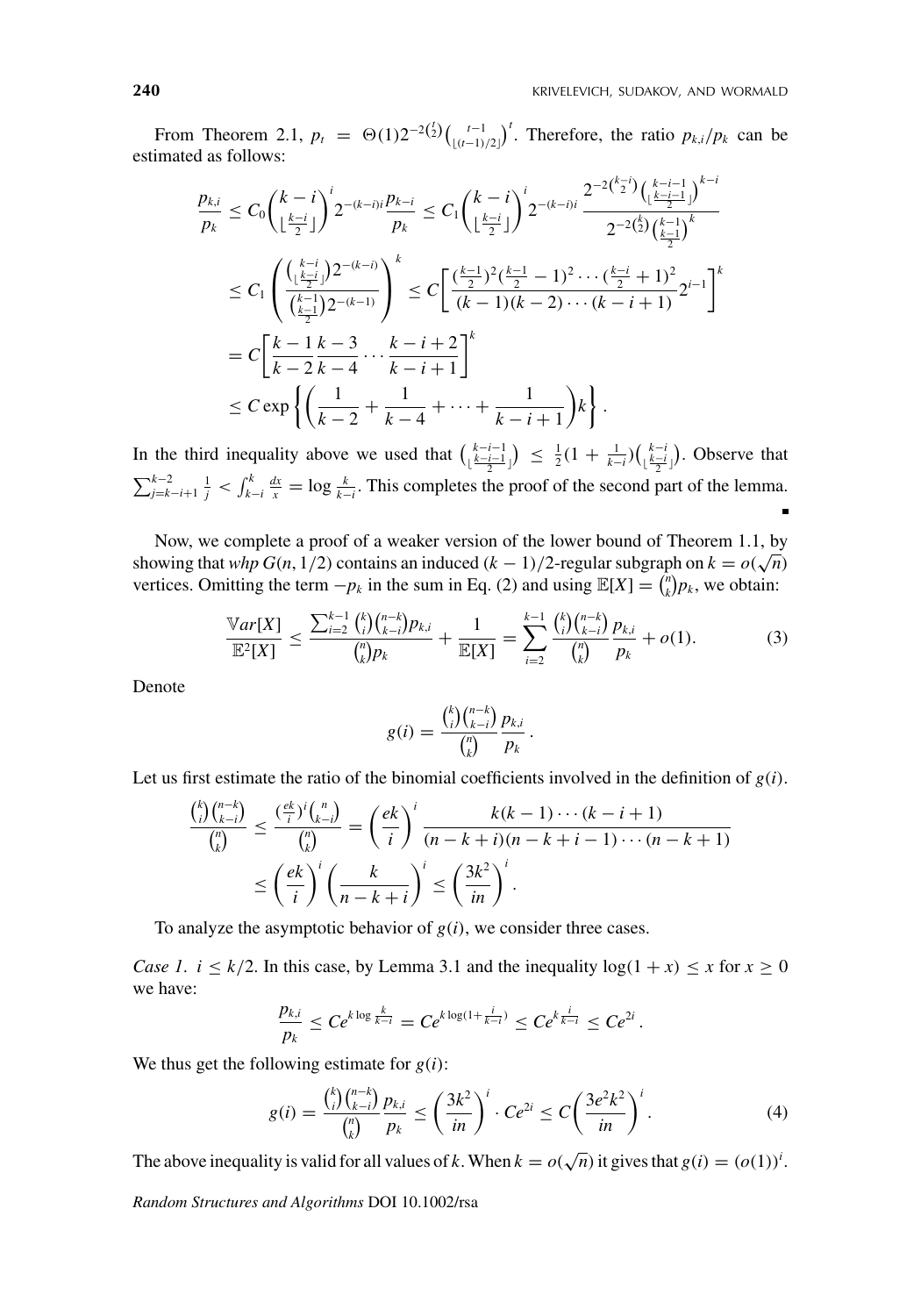From Theorem 2.1, $p_t = \Theta(1)2^{-2\binom{t}{2}}\binom{t-1}{\lfloor(t-1)/2\rfloor}^t$. Therefore, the ratio $p_{k,i}/p_k$ can be estimated as follows:

$$
\begin{aligned}
\frac{p_{k,i}}{p_k} &\le C_0\binom{k-i}{\lfloor\frac{k-i}{2}\rfloor}^i 2^{-(k-i)i}\frac{p_{k-i}}{p_k} \le C_1\binom{k-i}{\lfloor\frac{k-i}{2}\rfloor}^i 2^{-(k-i)i}\,\frac{2^{-2\binom{k-i}{2}}\binom{k-i-1}{\lfloor\frac{k-i-1}{2}\rfloor}^{k-i}}{2^{-2\binom{k}{2}}\binom{k-1}{\frac{k-1}{2}}^k} \\
&\le C_1\left(\frac{\binom{k-i}{\lfloor\frac{k-i}{2}\rfloor}2^{-(k-i)}}{\binom{k-1}{\frac{k-1}{2}}2^{-(k-1)}}\right)^k \le C\left[\frac{(\frac{k-1}{2})^2(\frac{k-1}{2}-1)^2\cdots(\frac{k-i}{2}+1)^2}{(k-1)(k-2)\cdots(k-i+1)}2^{i-1}\right]^k \\
&= C\left[\frac{k-1}{k-2}\frac{k-3}{k-4}\cdots\frac{k-i+2}{k-i+1}\right]^k \\
&\le C\exp\left\{\left(\frac{1}{k-2}+\frac{1}{k-4}+\cdots+\frac{1}{k-i+1}\right)k\right\}.
\end{aligned}
$$

In the third inequality above we used that $\binom{k-i-1}{\lfloor\frac{k-i-1}{2}\rfloor} \le \frac{1}{2}(1+\frac{1}{k-i})\binom{k-i}{\lfloor\frac{k-i}{2}\rfloor}$. Observe that $\sum_{j=k-i+1}^{k-2}\frac{1}{j} < \int_{k-i}^{k}\frac{dx}{x} = \log\frac{k}{k-i}$. This completes the proof of the second part of the lemma. ∎

Now, we complete a proof of a weaker version of the lower bound of Theorem 1.1, by showing that *whp* $G(n,1/2)$ contains an induced $(k-1)/2$-regular subgraph on $k = o(\sqrt{n})$ vertices. Omitting the term $-p_k$ in the sum in Eq. (2) and using $\mathbb{E}[X] = \binom{n}{k}p_k$, we obtain:

$$
\frac{\mathbb{V}ar[X]}{\mathbb{E}^2[X]} \le \frac{\sum_{i=2}^{k-1}\binom{k}{i}\binom{n-k}{k-i}p_{k,i}}{\binom{n}{k}p_k} + \frac{1}{\mathbb{E}[X]} = \sum_{i=2}^{k-1}\frac{\binom{k}{i}\binom{n-k}{k-i}}{\binom{n}{k}}\frac{p_{k,i}}{p_k} + o(1). \tag{3}
$$

Denote

$$
g(i) = \frac{\binom{k}{i}\binom{n-k}{k-i}}{\binom{n}{k}}\frac{p_{k,i}}{p_k}.
$$

Let us first estimate the ratio of the binomial coefficients involved in the definition of $g(i)$.

$$
\begin{aligned}
\frac{\binom{k}{i}\binom{n-k}{k-i}}{\binom{n}{k}} &\le \frac{(\frac{ek}{i})^i\binom{n}{k-i}}{\binom{n}{k}} = \left(\frac{ek}{i}\right)^i\frac{k(k-1)\cdots(k-i+1)}{(n-k+i)(n-k+i-1)\cdots(n-k+1)} \\
&\le \left(\frac{ek}{i}\right)^i\left(\frac{k}{n-k+i}\right)^i \le \left(\frac{3k^2}{in}\right)^i.
\end{aligned}
$$

To analyze the asymptotic behavior of $g(i)$, we consider three cases.

*Case 1.* $i \le k/2$. In this case, by Lemma 3.1 and the inequality $\log(1+x) \le x$ for $x \ge 0$ we have:

$$
\frac{p_{k,i}}{p_k} \le Ce^{k\log\frac{k}{k-i}} = Ce^{k\log(1+\frac{i}{k-i})} \le Ce^{k\frac{i}{k-i}} \le Ce^{2i}.
$$

We thus get the following estimate for $g(i)$:

$$
g(i) = \frac{\binom{k}{i}\binom{n-k}{k-i}}{\binom{n}{k}}\frac{p_{k,i}}{p_k} \le \left(\frac{3k^2}{in}\right)^i \cdot Ce^{2i} \le C\left(\frac{3e^2k^2}{in}\right)^i. \tag{4}
$$

The above inequality is valid for all values of $k$. When $k = o(\sqrt{n})$ it gives that $g(i) = (o(1))^i$.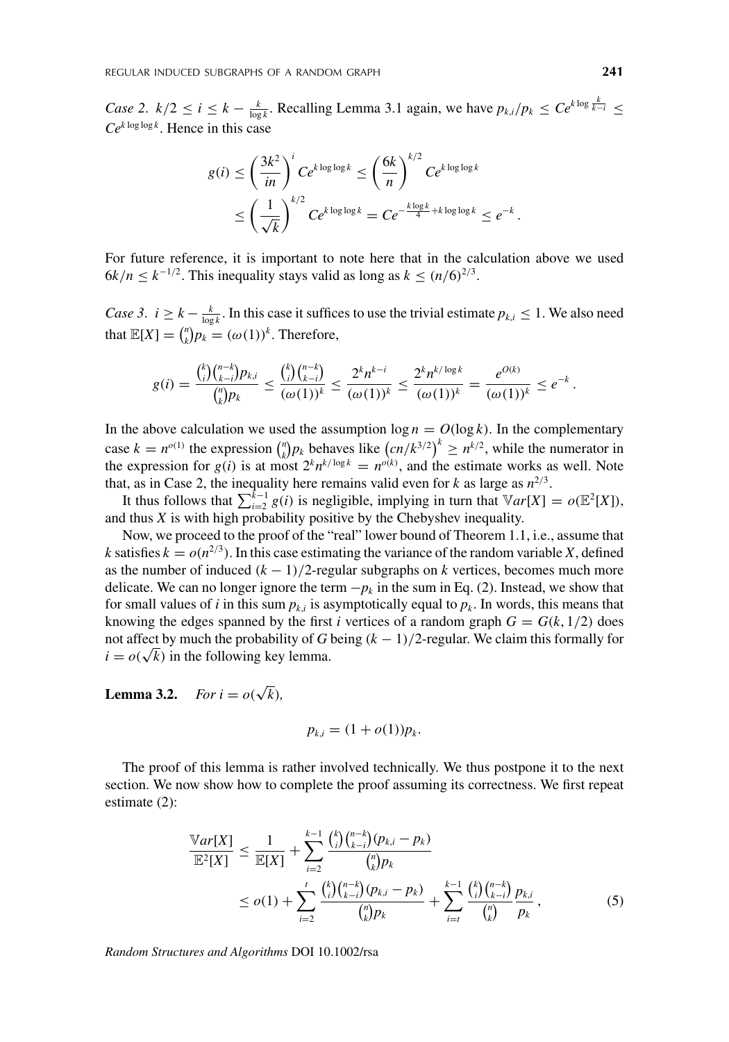*Case 2.* $k/2 \leq i \leq k - \frac{k}{\log k}$. Recalling Lemma 3.1 again, we have $p_{k,i}/p_k \leq Ce^{k \log \frac{k}{k-i}} \leq Ce^{k \log \log k}$. Hence in this case

$$g(i) \leq \left(\frac{3k^2}{in}\right)^i Ce^{k \log \log k} \leq \left(\frac{6k}{n}\right)^{k/2} Ce^{k \log \log k}$$
$$\leq \left(\frac{1}{\sqrt{k}}\right)^{k/2} Ce^{k \log \log k} = Ce^{-\frac{k \log k}{4} + k \log \log k} \leq e^{-k}.$$

For future reference, it is important to note here that in the calculation above we used $6k/n \leq k^{-1/2}$. This inequality stays valid as long as $k \leq (n/6)^{2/3}$.

*Case 3.* $i \geq k - \frac{k}{\log k}$. In this case it suffices to use the trivial estimate $p_{k,i} \leq 1$. We also need that $\mathbb{E}[X] = \binom{n}{k} p_k = (\omega(1))^k$. Therefore,

$$g(i) = \frac{\binom{k}{i}\binom{n-k}{k-i} p_{k,i}}{\binom{n}{k} p_k} \leq \frac{\binom{k}{i}\binom{n-k}{k-i}}{(\omega(1))^k} \leq \frac{2^k n^{k-i}}{(\omega(1))^k} \leq \frac{2^k n^{k/\log k}}{(\omega(1))^k} = \frac{e^{O(k)}}{(\omega(1))^k} \leq e^{-k}.$$

In the above calculation we used the assumption $\log n = O(\log k)$. In the complementary case $k = n^{o(1)}$ the expression $\binom{n}{k} p_k$ behaves like $\left(cn/k^{3/2}\right)^k \geq n^{k/2}$, while the numerator in the expression for $g(i)$ is at most $2^k n^{k/\log k} = n^{o(k)}$, and the estimate works as well. Note that, as in Case 2, the inequality here remains valid even for $k$ as large as $n^{2/3}$.

It thus follows that $\sum_{i=2}^{k-1} g(i)$ is negligible, implying in turn that $\mathbb{V}ar[X] = o(\mathbb{E}^2[X])$, and thus $X$ is with high probability positive by the Chebyshev inequality.

Now, we proceed to the proof of the "real" lower bound of Theorem 1.1, i.e., assume that $k$ satisfies $k = o(n^{2/3})$. In this case estimating the variance of the random variable $X$, defined as the number of induced $(k-1)/2$-regular subgraphs on $k$ vertices, becomes much more delicate. We can no longer ignore the term $-p_k$ in the sum in Eq. (2). Instead, we show that for small values of $i$ in this sum $p_{k,i}$ is asymptotically equal to $p_k$. In words, this means that knowing the edges spanned by the first $i$ vertices of a random graph $G = G(k, 1/2)$ does not affect by much the probability of $G$ being $(k-1)/2$-regular. We claim this formally for $i = o(\sqrt{k})$ in the following key lemma.

**Lemma 3.2.** *For $i = o(\sqrt{k})$,*

$$p_{k,i} = (1 + o(1))p_k.$$

The proof of this lemma is rather involved technically. We thus postpone it to the next section. We now show how to complete the proof assuming its correctness. We first repeat estimate (2):

$$\frac{\mathbb{V}ar[X]}{\mathbb{E}^2[X]} \leq \frac{1}{\mathbb{E}[X]} + \sum_{i=2}^{k-1} \frac{\binom{k}{i}\binom{n-k}{k-i}(p_{k,i} - p_k)}{\binom{n}{k} p_k}$$
$$\leq o(1) + \sum_{i=2}^{t} \frac{\binom{k}{i}\binom{n-k}{k-i}(p_{k,i} - p_k)}{\binom{n}{k} p_k} + \sum_{i=t}^{k-1} \frac{\binom{k}{i}\binom{n-k}{k-i}}{\binom{n}{k}} \frac{p_{k,i}}{p_k}, \tag{5}$$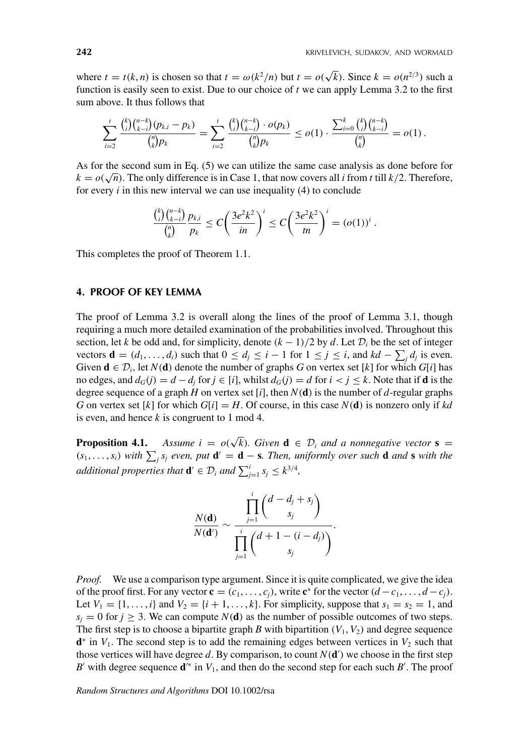where $t = t(k, n)$ is chosen so that $t = \omega(k^2/n)$ but $t = o(\sqrt{k})$. Since $k = o(n^{2/3})$ such a function is easily seen to exist. Due to our choice of $t$ we can apply Lemma 3.2 to the first sum above. It thus follows that

$$\sum_{i=2}^{t} \frac{\binom{k}{i}\binom{n-k}{k-i}(p_{k,i} - p_k)}{\binom{n}{k}p_k} = \sum_{i=2}^{t} \frac{\binom{k}{i}\binom{n-k}{k-i} \cdot o(p_k)}{\binom{n}{k}p_k} \leq o(1) \cdot \frac{\sum_{i=0}^{k}\binom{k}{i}\binom{n-k}{k-i}}{\binom{n}{k}} = o(1)\,.$$

As for the second sum in Eq. (5) we can utilize the same case analysis as done before for $k = o(\sqrt{n})$. The only difference is in Case 1, that now covers all $i$ from $t$ till $k/2$. Therefore, for every $i$ in this new interval we can use inequality (4) to conclude

$$\frac{\binom{k}{i}\binom{n-k}{k-i}}{\binom{n}{k}} \frac{p_{k,i}}{p_k} \leq C\left(\frac{3e^2k^2}{in}\right)^i \leq C\left(\frac{3e^2k^2}{tn}\right)^i = (o(1))^i\,.$$

This completes the proof of Theorem 1.1.

## 4. PROOF OF KEY LEMMA

The proof of Lemma 3.2 is overall along the lines of the proof of Lemma 3.1, though requiring a much more detailed examination of the probabilities involved. Throughout this section, let $k$ be odd and, for simplicity, denote $(k-1)/2$ by $d$. Let $\mathcal{D}_i$ be the set of integer vectors $\mathbf{d} = (d_1, \ldots, d_i)$ such that $0 \leq d_j \leq i-1$ for $1 \leq j \leq i$, and $kd - \sum_j d_j$ is even. Given $\mathbf{d} \in \mathcal{D}_i$, let $N(\mathbf{d})$ denote the number of graphs $G$ on vertex set $[k]$ for which $G[i]$ has no edges, and $d_G(j) = d - d_j$ for $j \in [i]$, whilst $d_G(j) = d$ for $i < j \leq k$. Note that if $\mathbf{d}$ is the degree sequence of a graph $H$ on vertex set $[i]$, then $N(\mathbf{d})$ is the number of $d$-regular graphs $G$ on vertex set $[k]$ for which $G[i] = H$. Of course, in this case $N(\mathbf{d})$ is nonzero only if $kd$ is even, and hence $k$ is congruent to 1 mod 4.

**Proposition 4.1.** *Assume $i = o(\sqrt{k})$. Given $\mathbf{d} \in \mathcal{D}_i$ and a nonnegative vector $\mathbf{s} = (s_1, \ldots, s_i)$ with $\sum_j s_j$ even, put $\mathbf{d}' = \mathbf{d} - \mathbf{s}$. Then, uniformly over such $\mathbf{d}$ and $\mathbf{s}$ with the additional properties that $\mathbf{d}' \in \mathcal{D}_i$ and $\sum_{j=1}^{i} s_j \leq k^{3/4}$,*

$$\frac{N(\mathbf{d})}{N(\mathbf{d}')} \sim \frac{\displaystyle\prod_{j=1}^{i}\binom{d - d_j + s_j}{s_j}}{\displaystyle\prod_{j=1}^{i}\binom{d+1-(i-d_j)}{s_j}}.$$

*Proof.* We use a comparison type argument. Since it is quite complicated, we give the idea of the proof first. For any vector $\mathbf{c} = (c_1, \ldots, c_j)$, write $\mathbf{c}^*$ for the vector $(d - c_1, \ldots, d - c_j)$. Let $V_1 = \{1, \ldots, i\}$ and $V_2 = \{i+1, \ldots, k\}$. For simplicity, suppose that $s_1 = s_2 = 1$, and $s_j = 0$ for $j \geq 3$. We can compute $N(\mathbf{d})$ as the number of possible outcomes of two steps. The first step is to choose a bipartite graph $B$ with bipartition $(V_1, V_2)$ and degree sequence $\mathbf{d}^*$ in $V_1$. The second step is to add the remaining edges between vertices in $V_2$ such that those vertices will have degree $d$. By comparison, to count $N(\mathbf{d}')$ we choose in the first step $B'$ with degree sequence $\mathbf{d}'^*$ in $V_1$, and then do the second step for each such $B'$. The proof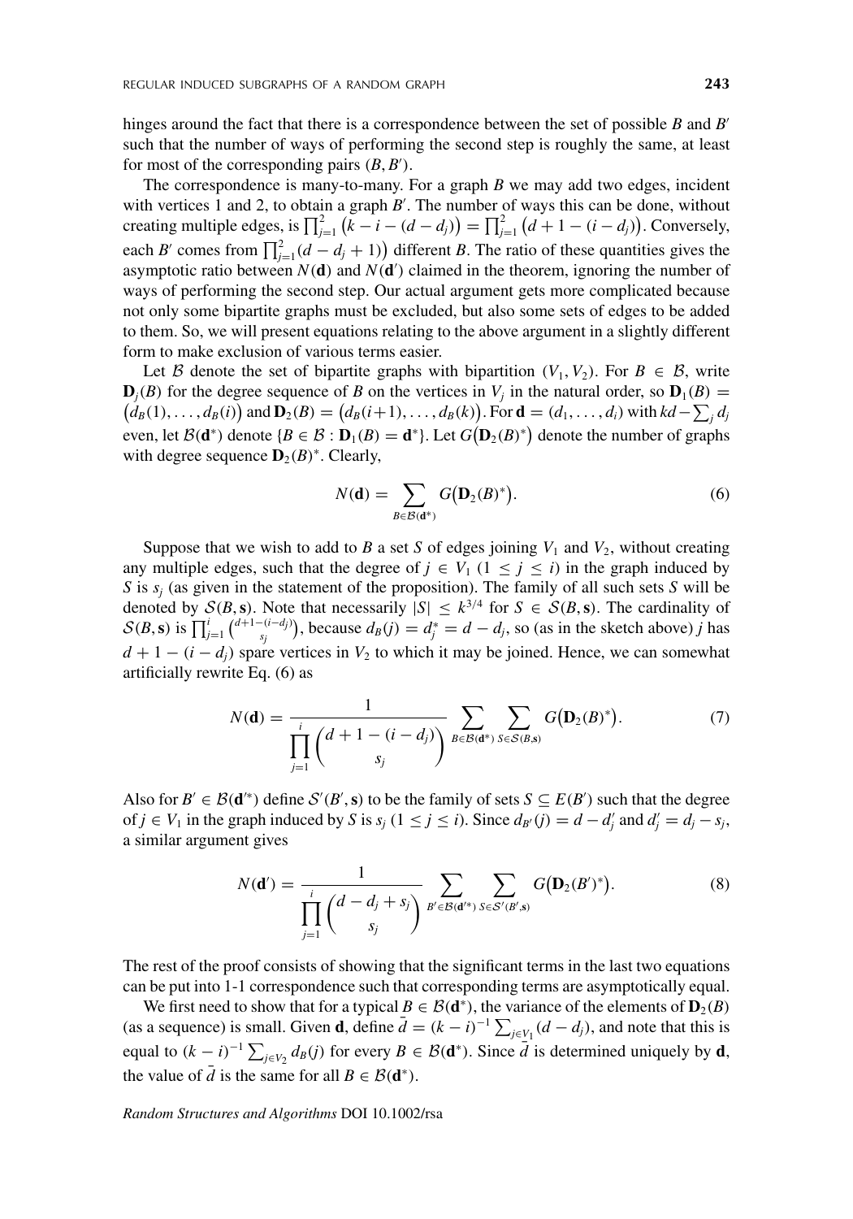hinges around the fact that there is a correspondence between the set of possible $B$ and $B'$ such that the number of ways of performing the second step is roughly the same, at least for most of the corresponding pairs $(B, B')$.

The correspondence is many-to-many. For a graph $B$ we may add two edges, incident with vertices 1 and 2, to obtain a graph $B'$. The number of ways this can be done, without creating multiple edges, is $\prod_{j=1}^{2}\left(k - i - (d - d_j)\right) = \prod_{j=1}^{2}\left(d + 1 - (i - d_j)\right)$. Conversely, each $B'$ comes from $\prod_{j=1}^{2}(d - d_j + 1))$ different $B$. The ratio of these quantities gives the asymptotic ratio between $N(\mathbf{d})$ and $N(\mathbf{d}')$ claimed in the theorem, ignoring the number of ways of performing the second step. Our actual argument gets more complicated because not only some bipartite graphs must be excluded, but also some sets of edges to be added to them. So, we will present equations relating to the above argument in a slightly different form to make exclusion of various terms easier.

Let $\mathcal{B}$ denote the set of bipartite graphs with bipartition $(V_1, V_2)$. For $B \in \mathcal{B}$, write $\mathbf{D}_j(B)$ for the degree sequence of $B$ on the vertices in $V_j$ in the natural order, so $\mathbf{D}_1(B) = \left(d_B(1), \ldots, d_B(i)\right)$ and $\mathbf{D}_2(B) = \left(d_B(i+1), \ldots, d_B(k)\right)$. For $\mathbf{d} = (d_1, \ldots, d_i)$ with $kd - \sum_j d_j$ even, let $\mathcal{B}(\mathbf{d}^*)$ denote $\{B \in \mathcal{B} : \mathbf{D}_1(B) = \mathbf{d}^*\}$. Let $G\left(\mathbf{D}_2(B)^*\right)$ denote the number of graphs with degree sequence $\mathbf{D}_2(B)^*$. Clearly,

$$N(\mathbf{d}) = \sum_{B \in \mathcal{B}(\mathbf{d}^*)} G\left(\mathbf{D}_2(B)^*\right). \tag{6}$$

Suppose that we wish to add to $B$ a set $S$ of edges joining $V_1$ and $V_2$, without creating any multiple edges, such that the degree of $j \in V_1$ $(1 \le j \le i)$ in the graph induced by $S$ is $s_j$ (as given in the statement of the proposition). The family of all such sets $S$ will be denoted by $\mathcal{S}(B, \mathbf{s})$. Note that necessarily $|S| \le k^{3/4}$ for $S \in \mathcal{S}(B, \mathbf{s})$. The cardinality of $\mathcal{S}(B, \mathbf{s})$ is $\prod_{j=1}^{i}\binom{d+1-(i-d_j)}{s_j}$, because $d_B(j) = d_j^* = d - d_j$, so (as in the sketch above) $j$ has $d + 1 - (i - d_j)$ spare vertices in $V_2$ to which it may be joined. Hence, we can somewhat artificially rewrite Eq. (6) as

$$N(\mathbf{d}) = \frac{1}{\displaystyle\prod_{j=1}^{i}\binom{d+1-(i-d_j)}{s_j}} \sum_{B \in \mathcal{B}(\mathbf{d}^*)} \sum_{S \in \mathcal{S}(B,\mathbf{s})} G\left(\mathbf{D}_2(B)^*\right). \tag{7}$$

Also for $B' \in \mathcal{B}(\mathbf{d}'^*)$ define $\mathcal{S}'(B', \mathbf{s})$ to be the family of sets $S \subseteq E(B')$ such that the degree of $j \in V_1$ in the graph induced by $S$ is $s_j$ $(1 \le j \le i)$. Since $d_{B'}(j) = d - d'_j$ and $d'_j = d_j - s_j$, a similar argument gives

$$N(\mathbf{d}') = \frac{1}{\displaystyle\prod_{j=1}^{i}\binom{d - d_j + s_j}{s_j}} \sum_{B' \in \mathcal{B}(\mathbf{d}'^*)} \sum_{S \in \mathcal{S}'(B',\mathbf{s})} G\left(\mathbf{D}_2(B')^*\right). \tag{8}$$

The rest of the proof consists of showing that the significant terms in the last two equations can be put into 1-1 correspondence such that corresponding terms are asymptotically equal.

We first need to show that for a typical $B \in \mathcal{B}(\mathbf{d}^*)$, the variance of the elements of $\mathbf{D}_2(B)$ (as a sequence) is small. Given $\mathbf{d}$, define $\bar{d} = (k-i)^{-1}\sum_{j \in V_1}(d - d_j)$, and note that this is equal to $(k-i)^{-1}\sum_{j \in V_2} d_B(j)$ for every $B \in \mathcal{B}(\mathbf{d}^*)$. Since $\bar{d}$ is determined uniquely by $\mathbf{d}$, the value of $\bar{d}$ is the same for all $B \in \mathcal{B}(\mathbf{d}^*)$.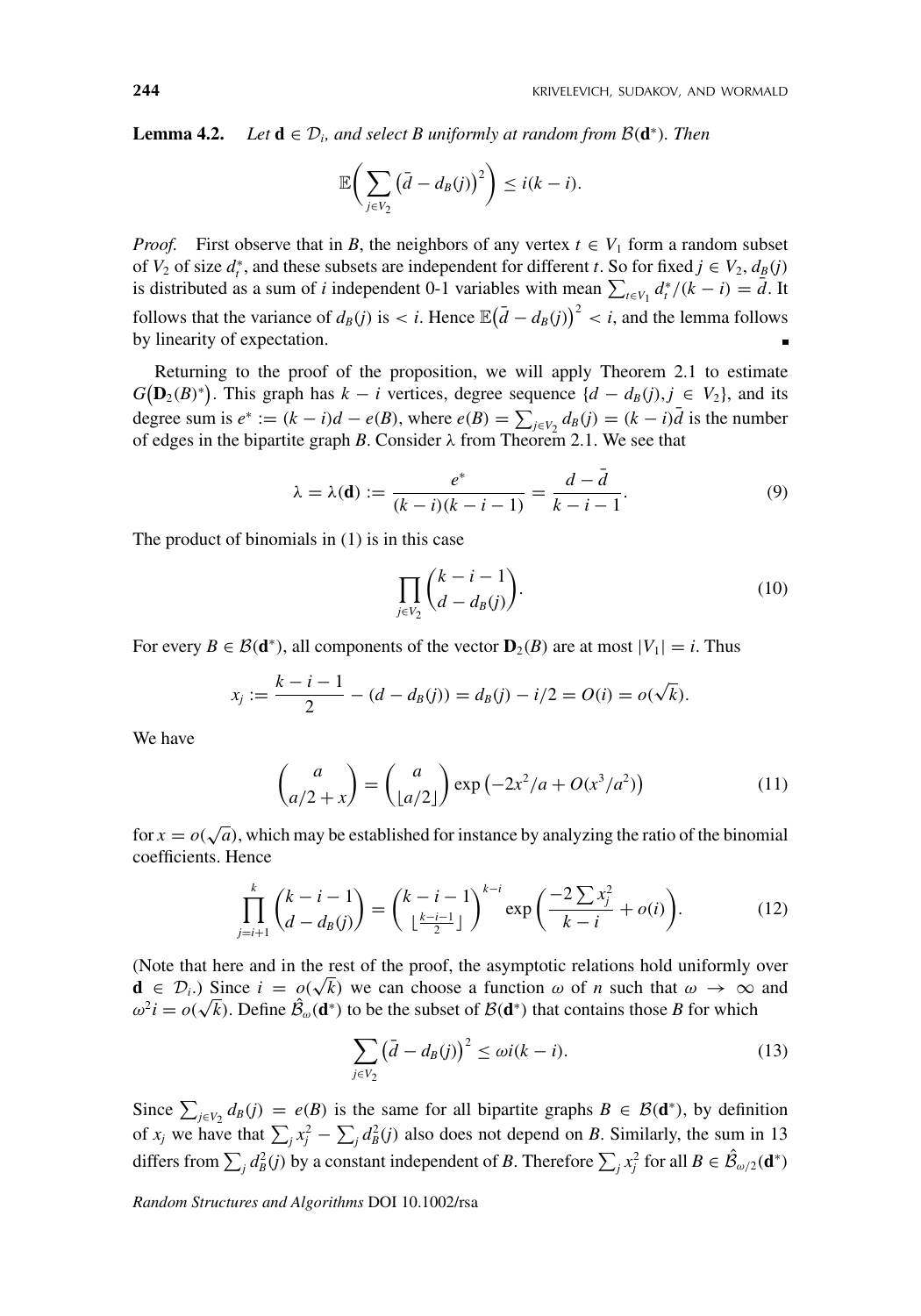**Lemma 4.2.** *Let $\mathbf{d} \in \mathcal{D}_i$, and select $B$ uniformly at random from $\mathcal{B}(\mathbf{d}^*)$. Then*

$$\mathbb{E}\left( \sum_{j \in V_2} \left(\bar{d} - d_B(j)\right)^2 \right) \leq i(k-i).$$

*Proof.* First observe that in $B$, the neighbors of any vertex $t \in V_1$ form a random subset of $V_2$ of size $d_t^*$, and these subsets are independent for different $t$. So for fixed $j \in V_2$, $d_B(j)$ is distributed as a sum of $i$ independent 0-1 variables with mean $\sum_{t \in V_1} d_t^*/(k-i) = \bar{d}$. It follows that the variance of $d_B(j)$ is $< i$. Hence $\mathbb{E}\left(\bar{d} - d_B(j)\right)^2 < i$, and the lemma follows by linearity of expectation. ∎

Returning to the proof of the proposition, we will apply Theorem 2.1 to estimate $G\left(\mathbf{D}_2(B)^*\right)$. This graph has $k - i$ vertices, degree sequence $\{d - d_B(j), j \in V_2\}$, and its degree sum is $e^* := (k-i)d - e(B)$, where $e(B) = \sum_{j \in V_2} d_B(j) = (k-i)\bar{d}$ is the number of edges in the bipartite graph $B$. Consider $\lambda$ from Theorem 2.1. We see that

$$\lambda = \lambda(\mathbf{d}) := \frac{e^*}{(k-i)(k-i-1)} = \frac{d - \bar{d}}{k-i-1}. \tag{9}$$

The product of binomials in (1) is in this case

$$\prod_{j \in V_2} \binom{k-i-1}{d - d_B(j)}. \tag{10}$$

For every $B \in \mathcal{B}(\mathbf{d}^*)$, all components of the vector $\mathbf{D}_2(B)$ are at most $|V_1| = i$. Thus

$$x_j := \frac{k-i-1}{2} - (d - d_B(j)) = d_B(j) - i/2 = O(i) = o(\sqrt{k}).$$

We have

$$\binom{a}{a/2 + x} = \binom{a}{\lfloor a/2 \rfloor} \exp\left(-2x^2/a + O(x^3/a^2)\right) \tag{11}$$

for $x = o(\sqrt{a})$, which may be established for instance by analyzing the ratio of the binomial coefficients. Hence

$$\prod_{j=i+1}^{k} \binom{k-i-1}{d - d_B(j)} = \binom{k-i-1}{\lfloor \frac{k-i-1}{2} \rfloor}^{k-i} \exp\left(\frac{-2\sum x_j^2}{k-i} + o(i)\right). \tag{12}$$

(Note that here and in the rest of the proof, the asymptotic relations hold uniformly over $\mathbf{d} \in \mathcal{D}_i$.) Since $i = o(\sqrt{k})$ we can choose a function $\omega$ of $n$ such that $\omega \to \infty$ and $\omega^2 i = o(\sqrt{k})$. Define $\hat{\mathcal{B}}_\omega(\mathbf{d}^*)$ to be the subset of $\mathcal{B}(\mathbf{d}^*)$ that contains those $B$ for which

$$\sum_{j \in V_2} \left(\bar{d} - d_B(j)\right)^2 \leq \omega i(k-i). \tag{13}$$

Since $\sum_{j \in V_2} d_B(j) = e(B)$ is the same for all bipartite graphs $B \in \mathcal{B}(\mathbf{d}^*)$, by definition of $x_j$ we have that $\sum_j x_j^2 - \sum_j d_B^2(j)$ also does not depend on $B$. Similarly, the sum in 13 differs from $\sum_j d_B^2(j)$ by a constant independent of $B$. Therefore $\sum_j x_j^2$ for all $B \in \hat{\mathcal{B}}_{\omega/2}(\mathbf{d}^*)$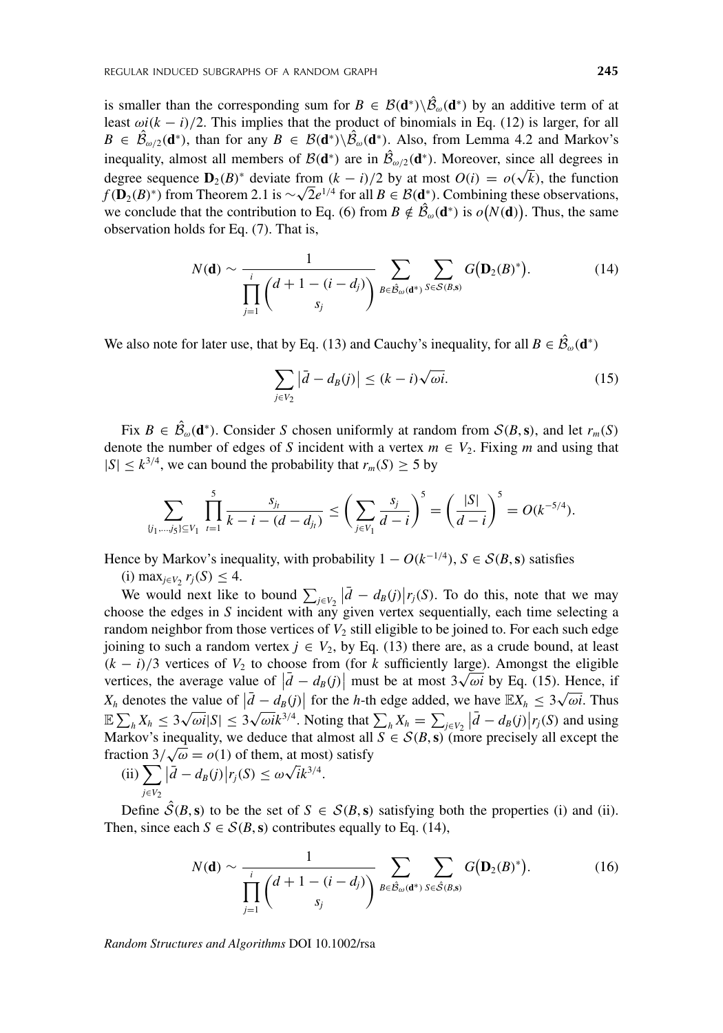is smaller than the corresponding sum for $B \in \mathcal{B}(\mathbf{d}^*)\setminus\hat{\mathcal{B}}_\omega(\mathbf{d}^*)$ by an additive term of at least $\omega i(k-i)/2$. This implies that the product of binomials in Eq. (12) is larger, for all $B \in \hat{\mathcal{B}}_{\omega/2}(\mathbf{d}^*)$, than for any $B \in \mathcal{B}(\mathbf{d}^*)\setminus\hat{\mathcal{B}}_\omega(\mathbf{d}^*)$. Also, from Lemma 4.2 and Markov's inequality, almost all members of $\mathcal{B}(\mathbf{d}^*)$ are in $\hat{\mathcal{B}}_{\omega/2}(\mathbf{d}^*)$. Moreover, since all degrees in degree sequence $\mathbf{D}_2(B)^*$ deviate from $(k-i)/2$ by at most $O(i) = o(\sqrt{k})$, the function $f(\mathbf{D}_2(B)^*)$ from Theorem 2.1 is $\sim\sqrt{2}e^{1/4}$ for all $B \in \mathcal{B}(\mathbf{d}^*)$. Combining these observations, we conclude that the contribution to Eq. (6) from $B \notin \hat{\mathcal{B}}_\omega(\mathbf{d}^*)$ is $o\big(N(\mathbf{d})\big)$. Thus, the same observation holds for Eq. (7). That is,

$$N(\mathbf{d}) \sim \frac{1}{\prod_{j=1}^{i}\binom{d+1-(i-d_j)}{s_j}} \sum_{B\in\hat{\mathcal{B}}_\omega(\mathbf{d}^*)} \sum_{S\in\mathcal{S}(B,\mathbf{s})} G\big(\mathbf{D}_2(B)^*\big). \tag{14}$$

We also note for later use, that by Eq. (13) and Cauchy's inequality, for all $B \in \hat{\mathcal{B}}_\omega(\mathbf{d}^*)$

$$\sum_{j\in V_2} \big|\bar{d} - d_B(j)\big| \le (k-i)\sqrt{\omega i}. \tag{15}$$

Fix $B \in \hat{\mathcal{B}}_\omega(\mathbf{d}^*)$. Consider $S$ chosen uniformly at random from $\mathcal{S}(B,\mathbf{s})$, and let $r_m(S)$ denote the number of edges of $S$ incident with a vertex $m \in V_2$. Fixing $m$ and using that $|S| \le k^{3/4}$, we can bound the probability that $r_m(S) \ge 5$ by

$$\sum_{\{j_1,\ldots,j_5\}\subseteq V_1} \prod_{t=1}^{5} \frac{s_{j_t}}{k-i-(d-d_{j_t})} \le \left(\sum_{j\in V_1}\frac{s_j}{d-i}\right)^5 = \left(\frac{|S|}{d-i}\right)^5 = O(k^{-5/4}).$$

Hence by Markov's inequality, with probability $1 - O(k^{-1/4})$, $S \in \mathcal{S}(B,\mathbf{s})$ satisfies

(i) $\max_{j\in V_2} r_j(S) \le 4$.

We would next like to bound $\sum_{j\in V_2}\big|\bar{d} - d_B(j)\big| r_j(S)$. To do this, note that we may choose the edges in $S$ incident with any given vertex sequentially, each time selecting a random neighbor from those vertices of $V_2$ still eligible to be joined to. For each such edge joining to such a random vertex $j \in V_2$, by Eq. (13) there are, as a crude bound, at least $(k-i)/3$ vertices of $V_2$ to choose from (for $k$ sufficiently large). Amongst the eligible vertices, the average value of $\big|\bar{d} - d_B(j)\big|$ must be at most $3\sqrt{\omega i}$ by Eq. (15). Hence, if $X_h$ denotes the value of $\big|\bar{d} - d_B(j)\big|$ for the $h$-th edge added, we have $\mathbb{E}X_h \le 3\sqrt{\omega i}$. Thus $\mathbb{E}\sum_h X_h \le 3\sqrt{\omega i}|S| \le 3\sqrt{\omega i}k^{3/4}$. Noting that $\sum_h X_h = \sum_{j\in V_2}\big|\bar{d} - d_B(j)\big| r_j(S)$ and using Markov's inequality, we deduce that almost all $S \in \mathcal{S}(B,\mathbf{s})$ (more precisely all except the fraction $3/\sqrt{\omega} = o(1)$ of them, at most) satisfy

(ii) $\sum_{j\in V_2}\big|\bar{d} - d_B(j)\big| r_j(S) \le \omega\sqrt{i}k^{3/4}$.

Define $\hat{\mathcal{S}}(B,\mathbf{s})$ to be the set of $S \in \mathcal{S}(B,\mathbf{s})$ satisfying both the properties (i) and (ii). Then, since each $S \in \mathcal{S}(B,\mathbf{s})$ contributes equally to Eq. (14),

$$N(\mathbf{d}) \sim \frac{1}{\prod_{j=1}^{i}\binom{d+1-(i-d_j)}{s_j}} \sum_{B\in\hat{\mathcal{B}}_\omega(\mathbf{d}^*)} \sum_{S\in\hat{\mathcal{S}}(B,\mathbf{s})} G\big(\mathbf{D}_2(B)^*\big). \tag{16}$$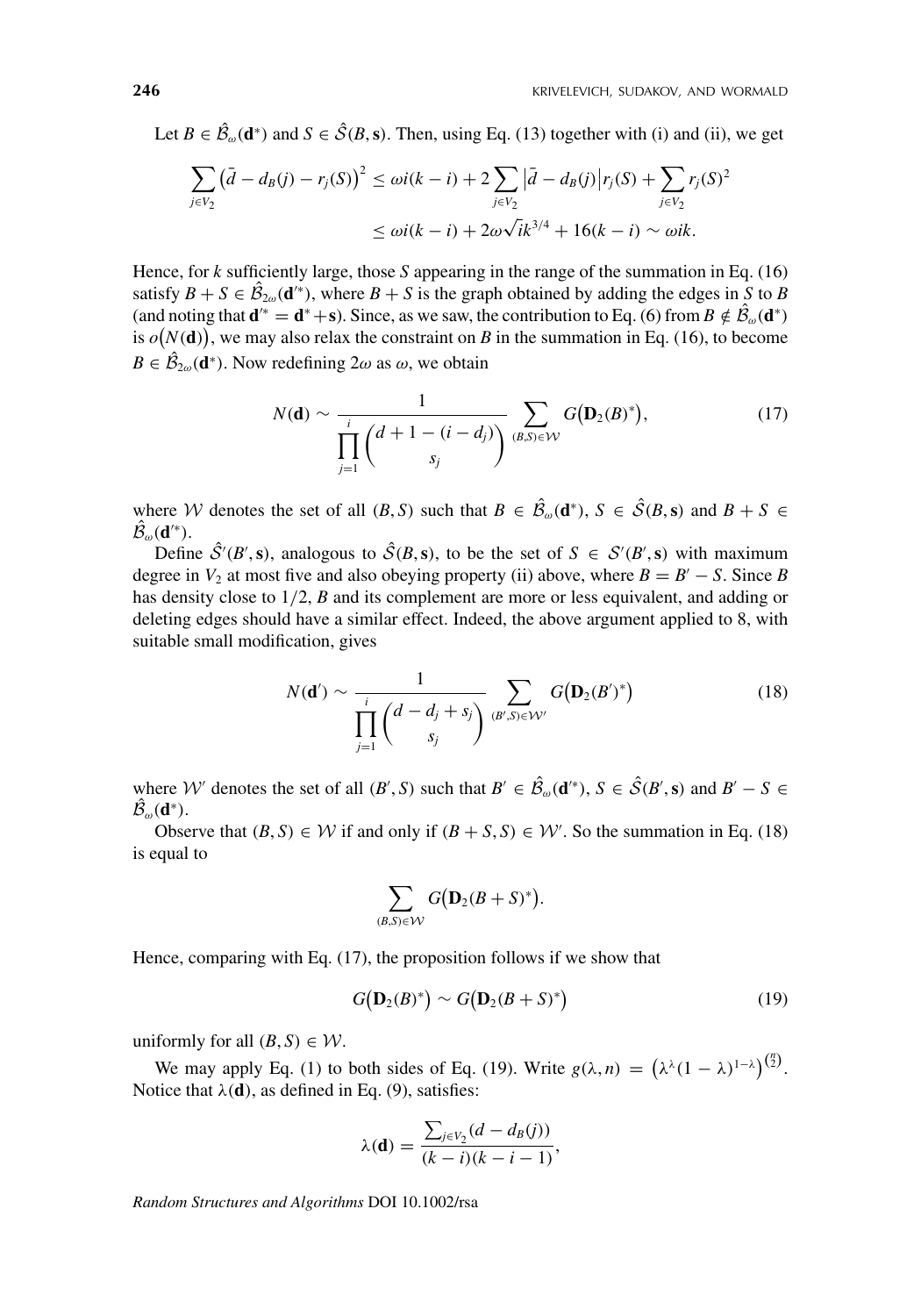Let $B \in \hat{\mathcal{B}}_\omega(\mathbf{d}^*)$ and $S \in \hat{\mathcal{S}}(B, \mathbf{s})$. Then, using Eq. (13) together with (i) and (ii), we get

$$\sum_{j \in V_2} \left(\bar{d} - d_B(j) - r_j(S)\right)^2 \le \omega i(k-i) + 2\sum_{j \in V_2} \left|\bar{d} - d_B(j)\right| r_j(S) + \sum_{j \in V_2} r_j(S)^2$$

$$\le \omega i(k-i) + 2\omega\sqrt{i}k^{3/4} + 16(k-i) \sim \omega ik.$$

Hence, for $k$ sufficiently large, those $S$ appearing in the range of the summation in Eq. (16) satisfy $B + S \in \hat{\mathcal{B}}_{2\omega}(\mathbf{d}'^*)$, where $B + S$ is the graph obtained by adding the edges in $S$ to $B$ (and noting that $\mathbf{d}'^* = \mathbf{d}^* + \mathbf{s}$). Since, as we saw, the contribution to Eq. (6) from $B \notin \hat{\mathcal{B}}_\omega(\mathbf{d}^*)$ is $o\big(N(\mathbf{d})\big)$, we may also relax the constraint on $B$ in the summation in Eq. (16), to become $B \in \hat{\mathcal{B}}_{2\omega}(\mathbf{d}^*)$. Now redefining $2\omega$ as $\omega$, we obtain

$$N(\mathbf{d}) \sim \frac{1}{\prod_{j=1}^{i} \binom{d+1-(i-d_j)}{s_j}} \sum_{(B,S) \in \mathcal{W}} G\big(\mathbf{D}_2(B)^*\big), \tag{17}$$

where $\mathcal{W}$ denotes the set of all $(B, S)$ such that $B \in \hat{\mathcal{B}}_\omega(\mathbf{d}^*)$, $S \in \hat{\mathcal{S}}(B, \mathbf{s})$ and $B + S \in \hat{\mathcal{B}}_\omega(\mathbf{d}'^*)$.

Define $\hat{\mathcal{S}}'(B', \mathbf{s})$, analogous to $\hat{\mathcal{S}}(B, \mathbf{s})$, to be the set of $S \in \mathcal{S}'(B', \mathbf{s})$ with maximum degree in $V_2$ at most five and also obeying property (ii) above, where $B = B' - S$. Since $B$ has density close to $1/2$, $B$ and its complement are more or less equivalent, and adding or deleting edges should have a similar effect. Indeed, the above argument applied to 8, with suitable small modification, gives

$$N(\mathbf{d}') \sim \frac{1}{\prod_{j=1}^{i} \binom{d-d_j+s_j}{s_j}} \sum_{(B',S) \in \mathcal{W}'} G\big(\mathbf{D}_2(B')^*\big) \tag{18}$$

where $\mathcal{W}'$ denotes the set of all $(B', S)$ such that $B' \in \hat{\mathcal{B}}_\omega(\mathbf{d}'^*)$, $S \in \hat{\mathcal{S}}(B', \mathbf{s})$ and $B' - S \in \hat{\mathcal{B}}_\omega(\mathbf{d}^*)$.

Observe that $(B, S) \in \mathcal{W}$ if and only if $(B + S, S) \in \mathcal{W}'$. So the summation in Eq. (18) is equal to

$$\sum_{(B,S) \in \mathcal{W}} G\big(\mathbf{D}_2(B+S)^*\big).$$

Hence, comparing with Eq. (17), the proposition follows if we show that

$$G\big(\mathbf{D}_2(B)^*\big) \sim G\big(\mathbf{D}_2(B+S)^*\big) \tag{19}$$

uniformly for all $(B, S) \in \mathcal{W}$.

We may apply Eq. (1) to both sides of Eq. (19). Write $g(\lambda, n) = \left(\lambda^\lambda (1-\lambda)^{1-\lambda}\right)^{\binom{n}{2}}$. Notice that $\lambda(\mathbf{d})$, as defined in Eq. (9), satisfies:

$$\lambda(\mathbf{d}) = \frac{\sum_{j \in V_2} (d - d_B(j))}{(k-i)(k-i-1)},$$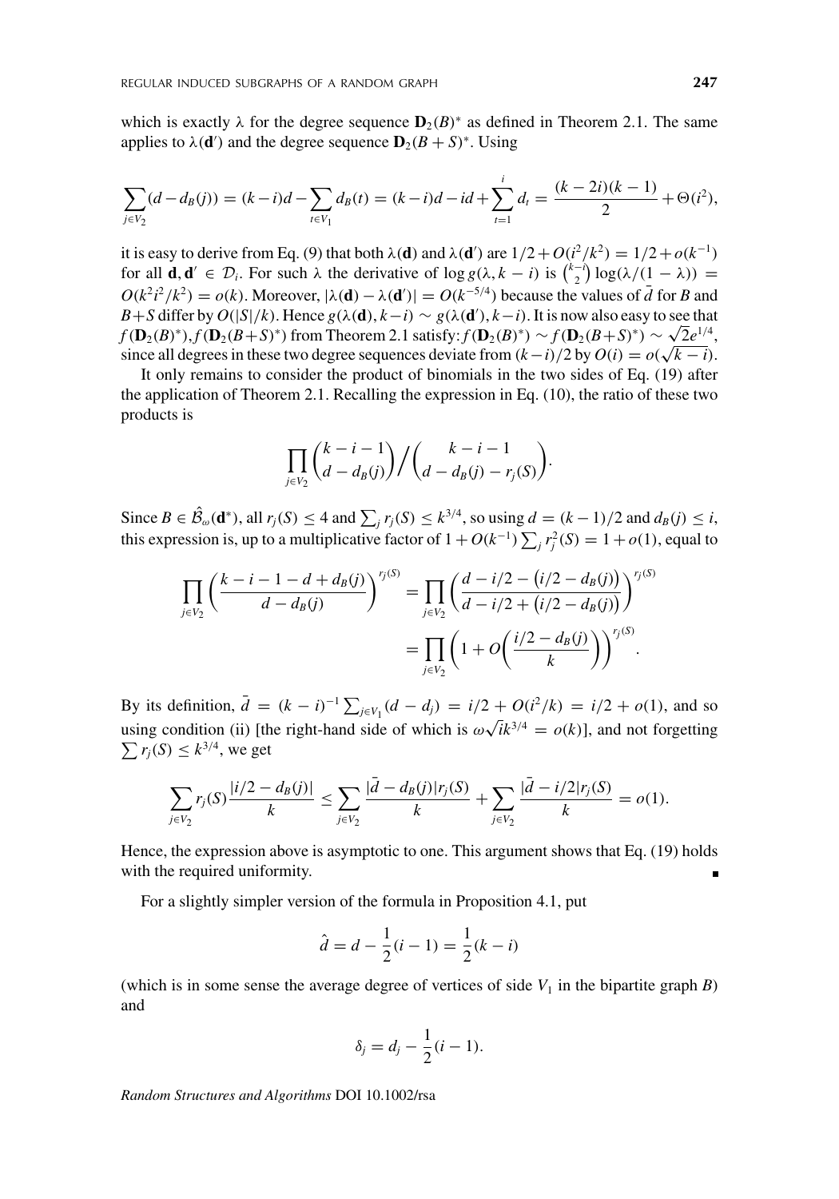which is exactly $\lambda$ for the degree sequence $\mathbf{D}_2(B)^*$ as defined in Theorem 2.1. The same applies to $\lambda(\mathbf{d}')$ and the degree sequence $\mathbf{D}_2(B+S)^*$. Using

$$\sum_{j\in V_2}(d-d_B(j)) = (k-i)d - \sum_{t\in V_1} d_B(t) = (k-i)d - id + \sum_{t=1}^{i} d_t = \frac{(k-2i)(k-1)}{2} + \Theta(i^2),$$

it is easy to derive from Eq. (9) that both $\lambda(\mathbf{d})$ and $\lambda(\mathbf{d}')$ are $1/2 + O(i^2/k^2) = 1/2 + o(k^{-1})$ for all $\mathbf{d}, \mathbf{d}' \in \mathcal{D}_i$. For such $\lambda$ the derivative of $\log g(\lambda, k-i)$ is $\binom{k-i}{2}\log(\lambda/(1-\lambda)) = O(k^2 i^2/k^2) = o(k)$. Moreover, $|\lambda(\mathbf{d}) - \lambda(\mathbf{d}')| = O(k^{-5/4})$ because the values of $\bar{d}$ for $B$ and $B+S$ differ by $O(|S|/k)$. Hence $g(\lambda(\mathbf{d}), k-i) \sim g(\lambda(\mathbf{d}'), k-i)$. It is now also easy to see that $f(\mathbf{D}_2(B)^*), f(\mathbf{D}_2(B+S)^*)$ from Theorem 2.1 satisfy: $f(\mathbf{D}_2(B)^*) \sim f(\mathbf{D}_2(B+S)^*) \sim \sqrt{2}e^{1/4}$, since all degrees in these two degree sequences deviate from $(k-i)/2$ by $O(i) = o(\sqrt{k-i})$.

It only remains to consider the product of binomials in the two sides of Eq. (19) after the application of Theorem 2.1. Recalling the expression in Eq. (10), the ratio of these two products is

$$\prod_{j\in V_2}\binom{k-i-1}{d-d_B(j)}\Big/\binom{k-i-1}{d-d_B(j)-r_j(S)}.$$

Since $B \in \hat{\mathcal{B}}_\omega(\mathbf{d}^*)$, all $r_j(S) \le 4$ and $\sum_j r_j(S) \le k^{3/4}$, so using $d = (k-1)/2$ and $d_B(j) \le i$, this expression is, up to a multiplicative factor of $1 + O(k^{-1})\sum_j r_j^2(S) = 1 + o(1)$, equal to

$$\prod_{j\in V_2}\left(\frac{k-i-1-d+d_B(j)}{d-d_B(j)}\right)^{r_j(S)} = \prod_{j\in V_2}\left(\frac{d-i/2-\big(i/2-d_B(j)\big)}{d-i/2+\big(i/2-d_B(j)\big)}\right)^{r_j(S)}$$
$$= \prod_{j\in V_2}\left(1+O\left(\frac{i/2-d_B(j)}{k}\right)\right)^{r_j(S)}.$$

By its definition, $\bar{d} = (k-i)^{-1}\sum_{j\in V_1}(d-d_j) = i/2 + O(i^2/k) = i/2 + o(1)$, and so using condition (ii) [the right-hand side of which is $\omega\sqrt{i}k^{3/4} = o(k)$], and not forgetting $\sum r_j(S) \le k^{3/4}$, we get

$$\sum_{j\in V_2} r_j(S)\frac{|i/2-d_B(j)|}{k} \le \sum_{j\in V_2}\frac{|\bar{d}-d_B(j)|r_j(S)}{k} + \sum_{j\in V_2}\frac{|\bar{d}-i/2|r_j(S)}{k} = o(1).$$

Hence, the expression above is asymptotic to one. This argument shows that Eq. (19) holds with the required uniformity. ∎

For a slightly simpler version of the formula in Proposition 4.1, put

$$\hat{d} = d - \frac{1}{2}(i-1) = \frac{1}{2}(k-i)$$

(which is in some sense the average degree of vertices of side $V_1$ in the bipartite graph $B$) and

$$\delta_j = d_j - \frac{1}{2}(i-1).$$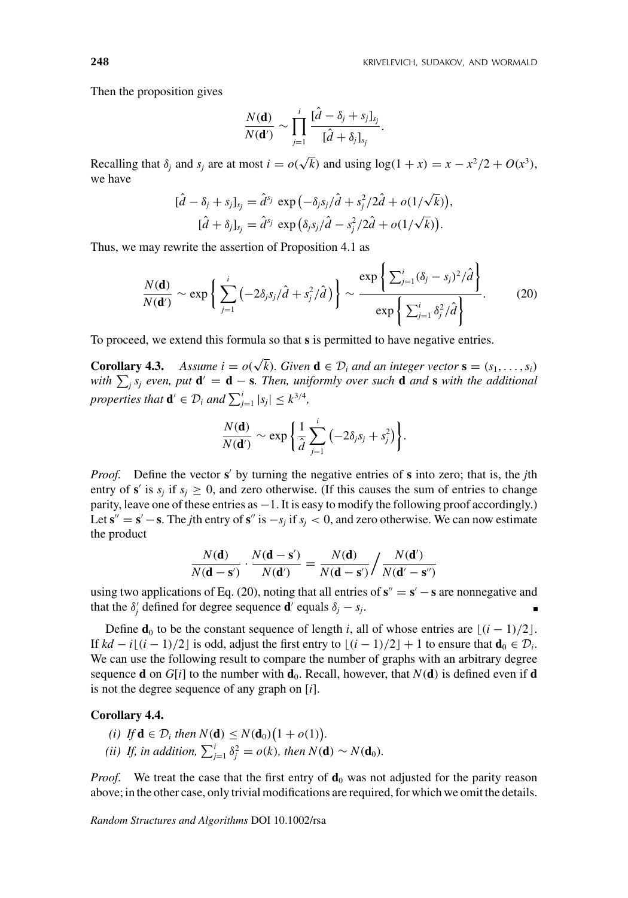Then the proposition gives

$$\frac{N(\mathbf{d})}{N(\mathbf{d}')} \sim \prod_{j=1}^{i} \frac{[\hat{d} - \delta_j + s_j]_{s_j}}{[\hat{d} + \delta_j]_{s_j}}.$$

Recalling that $\delta_j$ and $s_j$ are at most $i = o(\sqrt{k})$ and using $\log(1+x) = x - x^2/2 + O(x^3)$, we have

$$[\hat{d} - \delta_j + s_j]_{s_j} = \hat{d}^{s_j} \exp\bigl(-\delta_j s_j/\hat{d} + s_j^2/2\hat{d} + o(1/\sqrt{k})\bigr),$$
$$[\hat{d} + \delta_j]_{s_j} = \hat{d}^{s_j} \exp\bigl(\delta_j s_j/\hat{d} - s_j^2/2\hat{d} + o(1/\sqrt{k})\bigr).$$

Thus, we may rewrite the assertion of Proposition 4.1 as

$$\frac{N(\mathbf{d})}{N(\mathbf{d}')} \sim \exp\left\{ \sum_{j=1}^{i} \bigl(-2\delta_j s_j/\hat{d} + s_j^2/\hat{d}\bigr) \right\} \sim \frac{\exp\left\{ \sum_{j=1}^{i} (\delta_j - s_j)^2/\hat{d} \right\}}{\exp\left\{ \sum_{j=1}^{i} \delta_j^2/\hat{d} \right\}}. \tag{20}$$

To proceed, we extend this formula so that $\mathbf{s}$ is permitted to have negative entries.

**Corollary 4.3.** *Assume $i = o(\sqrt{k})$. Given $\mathbf{d} \in \mathcal{D}_i$ and an integer vector $\mathbf{s} = (s_1, \ldots, s_i)$ with $\sum_j s_j$ even, put $\mathbf{d}' = \mathbf{d} - \mathbf{s}$. Then, uniformly over such $\mathbf{d}$ and $\mathbf{s}$ with the additional properties that $\mathbf{d}' \in \mathcal{D}_i$ and $\sum_{j=1}^{i} |s_j| \le k^{3/4}$,*

$$\frac{N(\mathbf{d})}{N(\mathbf{d}')} \sim \exp\left\{ \frac{1}{\hat{d}} \sum_{j=1}^{i} \bigl(-2\delta_j s_j + s_j^2\bigr) \right\}.$$

*Proof.* Define the vector $\mathbf{s}'$ by turning the negative entries of $\mathbf{s}$ into zero; that is, the $j$th entry of $\mathbf{s}'$ is $s_j$ if $s_j \ge 0$, and zero otherwise. (If this causes the sum of entries to change parity, leave one of these entries as $-1$. It is easy to modify the following proof accordingly.) Let $\mathbf{s}'' = \mathbf{s}' - \mathbf{s}$. The $j$th entry of $\mathbf{s}''$ is $-s_j$ if $s_j < 0$, and zero otherwise. We can now estimate the product

$$\frac{N(\mathbf{d})}{N(\mathbf{d} - \mathbf{s}')} \cdot \frac{N(\mathbf{d} - \mathbf{s}')}{N(\mathbf{d}')} = \frac{N(\mathbf{d})}{N(\mathbf{d} - \mathbf{s}')} \Big/ \frac{N(\mathbf{d}')}{N(\mathbf{d}' - \mathbf{s}'')}$$

using two applications of Eq. (20), noting that all entries of $\mathbf{s}'' = \mathbf{s}' - \mathbf{s}$ are nonnegative and that the $\delta_j'$ defined for degree sequence $\mathbf{d}'$ equals $\delta_j - s_j$. ∎

Define $\mathbf{d}_0$ to be the constant sequence of length $i$, all of whose entries are $\lfloor (i-1)/2 \rfloor$. If $kd - i\lfloor (i-1)/2 \rfloor$ is odd, adjust the first entry to $\lfloor (i-1)/2 \rfloor + 1$ to ensure that $\mathbf{d}_0 \in \mathcal{D}_i$. We can use the following result to compare the number of graphs with an arbitrary degree sequence $\mathbf{d}$ on $G[i]$ to the number with $\mathbf{d}_0$. Recall, however, that $N(\mathbf{d})$ is defined even if $\mathbf{d}$ is not the degree sequence of any graph on $[i]$.

**Corollary 4.4.**

*(i) If $\mathbf{d} \in \mathcal{D}_i$ then $N(\mathbf{d}) \le N(\mathbf{d}_0)\bigl(1 + o(1)\bigr)$.*

*(ii) If, in addition, $\sum_{j=1}^{i} \delta_j^2 = o(k)$, then $N(\mathbf{d}) \sim N(\mathbf{d}_0)$.*

*Proof.* We treat the case that the first entry of $\mathbf{d}_0$ was not adjusted for the parity reason above; in the other case, only trivial modifications are required, for which we omit the details.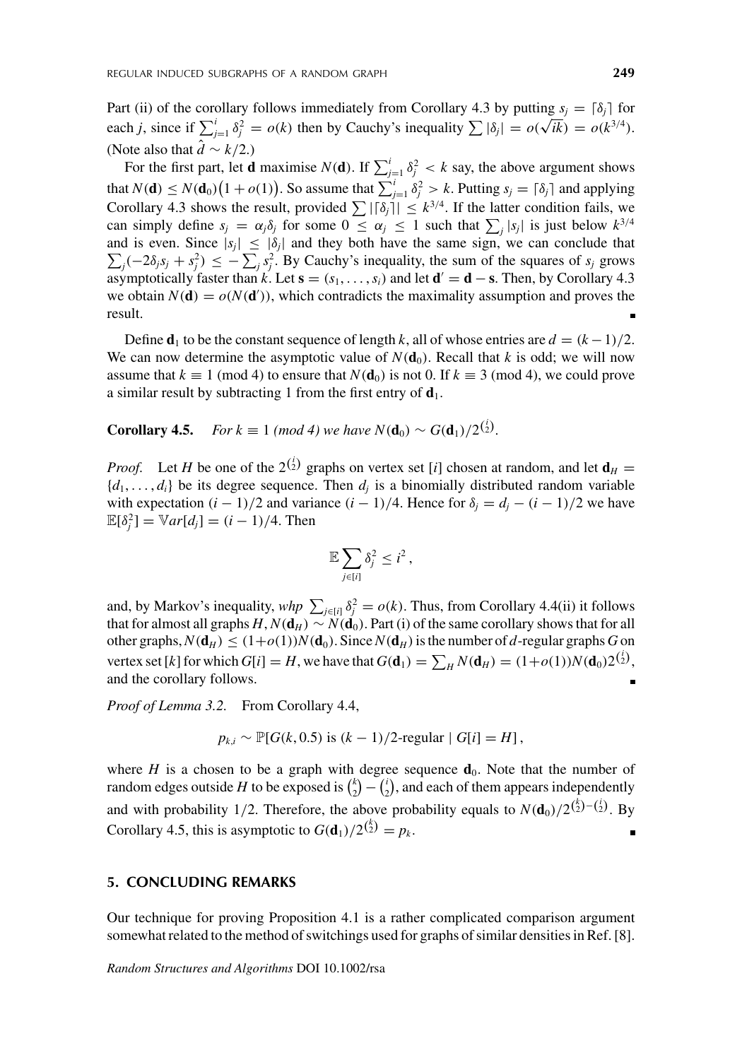Part (ii) of the corollary follows immediately from Corollary 4.3 by putting $s_j = \lceil \delta_j \rceil$ for each $j$, since if $\sum_{j=1}^{i} \delta_j^2 = o(k)$ then by Cauchy's inequality $\sum |\delta_j| = o(\sqrt{ik}) = o(k^{3/4})$. (Note also that $\hat{d} \sim k/2$.)

For the first part, let $\mathbf{d}$ maximise $N(\mathbf{d})$. If $\sum_{j=1}^{i} \delta_j^2 < k$ say, the above argument shows that $N(\mathbf{d}) \leq N(\mathbf{d}_0)\big(1 + o(1)\big)$. So assume that $\sum_{j=1}^{i} \delta_j^2 > k$. Putting $s_j = \lceil \delta_j \rceil$ and applying Corollary 4.3 shows the result, provided $\sum |\lceil \delta_j \rceil| \leq k^{3/4}$. If the latter condition fails, we can simply define $s_j = \alpha_j \delta_j$ for some $0 \leq \alpha_j \leq 1$ such that $\sum_j |s_j|$ is just below $k^{3/4}$ and is even. Since $|s_j| \leq |\delta_j|$ and they both have the same sign, we can conclude that $\sum_j (-2\delta_j s_j + s_j^2) \leq -\sum_j s_j^2$. By Cauchy's inequality, the sum of the squares of $s_j$ grows asymptotically faster than $k$. Let $\mathbf{s} = (s_1, \ldots, s_i)$ and let $\mathbf{d}' = \mathbf{d} - \mathbf{s}$. Then, by Corollary 4.3 we obtain $N(\mathbf{d}) = o(N(\mathbf{d}'))$, which contradicts the maximality assumption and proves the result. ∎

Define $\mathbf{d}_1$ to be the constant sequence of length $k$, all of whose entries are $d = (k-1)/2$. We can now determine the asymptotic value of $N(\mathbf{d}_0)$. Recall that $k$ is odd; we will now assume that $k \equiv 1 \pmod 4$ to ensure that $N(\mathbf{d}_0)$ is not 0. If $k \equiv 3 \pmod 4$, we could prove a similar result by subtracting 1 from the first entry of $\mathbf{d}_1$.

**Corollary 4.5.** *For $k \equiv 1$ (mod 4) we have $N(\mathbf{d}_0) \sim G(\mathbf{d}_1)/2^{\binom{i}{2}}$.*

*Proof.* Let $H$ be one of the $2^{\binom{i}{2}}$ graphs on vertex set $[i]$ chosen at random, and let $\mathbf{d}_H = \{d_1, \ldots, d_i\}$ be its degree sequence. Then $d_j$ is a binomially distributed random variable with expectation $(i-1)/2$ and variance $(i-1)/4$. Hence for $\delta_j = d_j - (i-1)/2$ we have $\mathbb{E}[\delta_j^2] = \mathbb{V}ar[d_j] = (i-1)/4$. Then

$$\mathbb{E} \sum_{j \in [i]} \delta_j^2 \leq i^2 ,$$

and, by Markov's inequality, *whp* $\sum_{j \in [i]} \delta_j^2 = o(k)$. Thus, from Corollary 4.4(ii) it follows that for almost all graphs $H$, $N(\mathbf{d}_H) \sim N(\mathbf{d}_0)$. Part (i) of the same corollary shows that for all other graphs, $N(\mathbf{d}_H) \leq (1+o(1))N(\mathbf{d}_0)$. Since $N(\mathbf{d}_H)$ is the number of $d$-regular graphs $G$ on vertex set $[k]$ for which $G[i] = H$, we have that $G(\mathbf{d}_1) = \sum_H N(\mathbf{d}_H) = (1+o(1))N(\mathbf{d}_0)2^{\binom{i}{2}}$, and the corollary follows. ∎

*Proof of Lemma 3.2.* From Corollary 4.4,

$$p_{k,i} \sim \mathbb{P}[G(k, 0.5) \text{ is } (k-1)/2\text{-regular} \mid G[i] = H] ,$$

where $H$ is a chosen to be a graph with degree sequence $\mathbf{d}_0$. Note that the number of random edges outside $H$ to be exposed is $\binom{k}{2} - \binom{i}{2}$, and each of them appears independently and with probability 1/2. Therefore, the above probability equals to $N(\mathbf{d}_0)/2^{\binom{k}{2}-\binom{i}{2}}$. By Corollary 4.5, this is asymptotic to $G(\mathbf{d}_1)/2^{\binom{k}{2}} = p_k$. ∎

## 5. CONCLUDING REMARKS

Our technique for proving Proposition 4.1 is a rather complicated comparison argument somewhat related to the method of switchings used for graphs of similar densities in Ref. [8].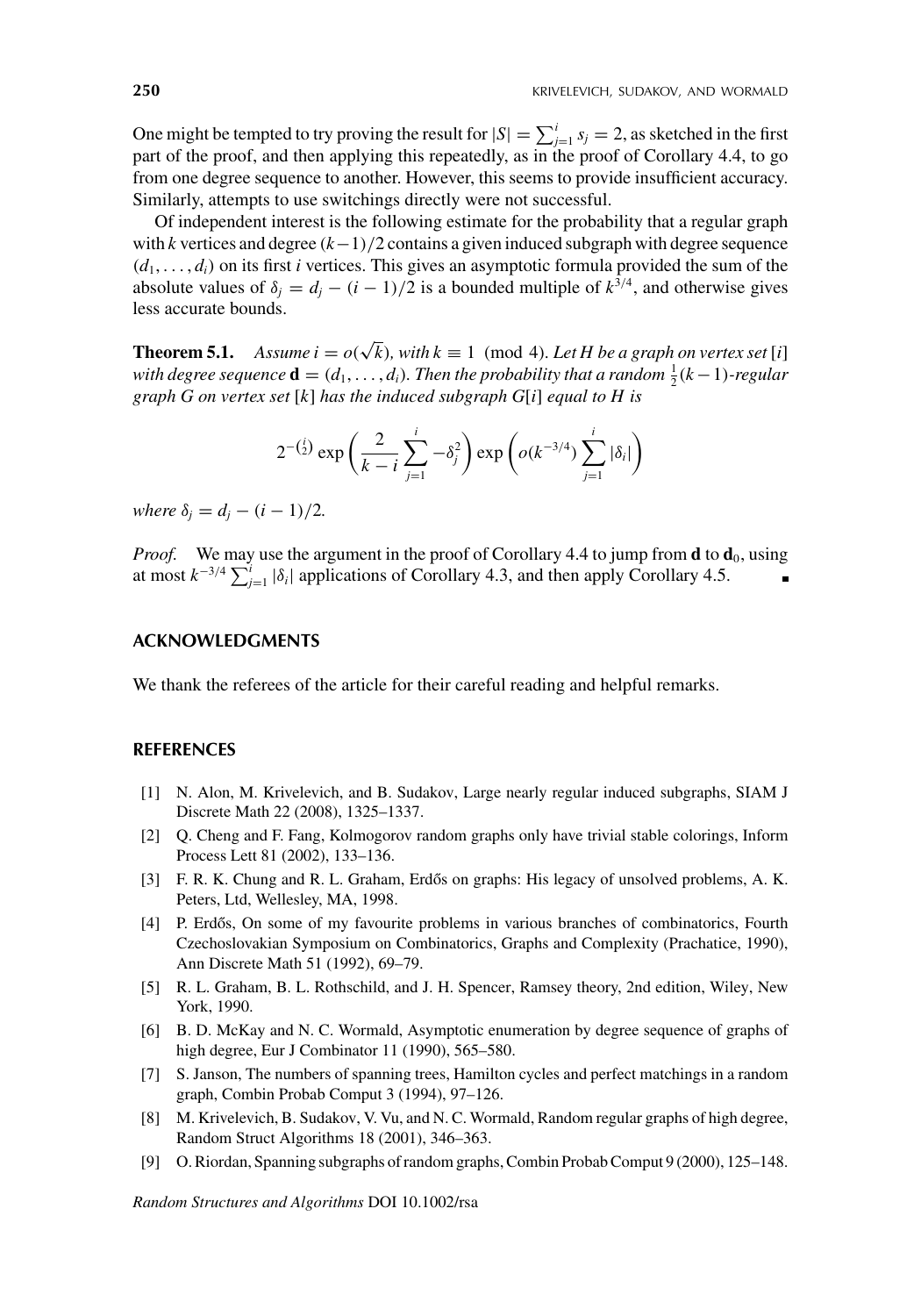One might be tempted to try proving the result for $|S| = \sum_{j=1}^{i} s_j = 2$, as sketched in the first part of the proof, and then applying this repeatedly, as in the proof of Corollary 4.4, to go from one degree sequence to another. However, this seems to provide insufficient accuracy. Similarly, attempts to use switchings directly were not successful.

Of independent interest is the following estimate for the probability that a regular graph with $k$ vertices and degree $(k-1)/2$ contains a given induced subgraph with degree sequence $(d_1, \ldots, d_i)$ on its first $i$ vertices. This gives an asymptotic formula provided the sum of the absolute values of $\delta_j = d_j - (i-1)/2$ is a bounded multiple of $k^{3/4}$, and otherwise gives less accurate bounds.

**Theorem 5.1.** *Assume $i = o(\sqrt{k})$, with $k \equiv 1 \pmod 4$. Let $H$ be a graph on vertex set $[i]$ with degree sequence $\mathbf{d} = (d_1, \ldots, d_i)$. Then the probability that a random $\frac{1}{2}(k-1)$-regular graph $G$ on vertex set $[k]$ has the induced subgraph $G[i]$ equal to $H$ is*

$$2^{-\binom{i}{2}} \exp\left(\frac{2}{k-i}\sum_{j=1}^{i} -\delta_j^2\right) \exp\left(o(k^{-3/4})\sum_{j=1}^{i} |\delta_i|\right)$$

*where $\delta_j = d_j - (i-1)/2$.*

*Proof.* We may use the argument in the proof of Corollary 4.4 to jump from $\mathbf{d}$ to $\mathbf{d}_0$, using at most $k^{-3/4}\sum_{j=1}^{i} |\delta_i|$ applications of Corollary 4.3, and then apply Corollary 4.5. ∎

## ACKNOWLEDGMENTS

We thank the referees of the article for their careful reading and helpful remarks.

## REFERENCES

[1] N. Alon, M. Krivelevich, and B. Sudakov, Large nearly regular induced subgraphs, SIAM J Discrete Math 22 (2008), 1325–1337.

[2] Q. Cheng and F. Fang, Kolmogorov random graphs only have trivial stable colorings, Inform Process Lett 81 (2002), 133–136.

[3] F. R. K. Chung and R. L. Graham, Erdős on graphs: His legacy of unsolved problems, A. K. Peters, Ltd, Wellesley, MA, 1998.

[4] P. Erdős, On some of my favourite problems in various branches of combinatorics, Fourth Czechoslovakian Symposium on Combinatorics, Graphs and Complexity (Prachatice, 1990), Ann Discrete Math 51 (1992), 69–79.

[5] R. L. Graham, B. L. Rothschild, and J. H. Spencer, Ramsey theory, 2nd edition, Wiley, New York, 1990.

[6] B. D. McKay and N. C. Wormald, Asymptotic enumeration by degree sequence of graphs of high degree, Eur J Combinator 11 (1990), 565–580.

[7] S. Janson, The numbers of spanning trees, Hamilton cycles and perfect matchings in a random graph, Combin Probab Comput 3 (1994), 97–126.

[8] M. Krivelevich, B. Sudakov, V. Vu, and N. C. Wormald, Random regular graphs of high degree, Random Struct Algorithms 18 (2001), 346–363.

[9] O. Riordan, Spanning subgraphs of random graphs, Combin Probab Comput 9 (2000), 125–148.